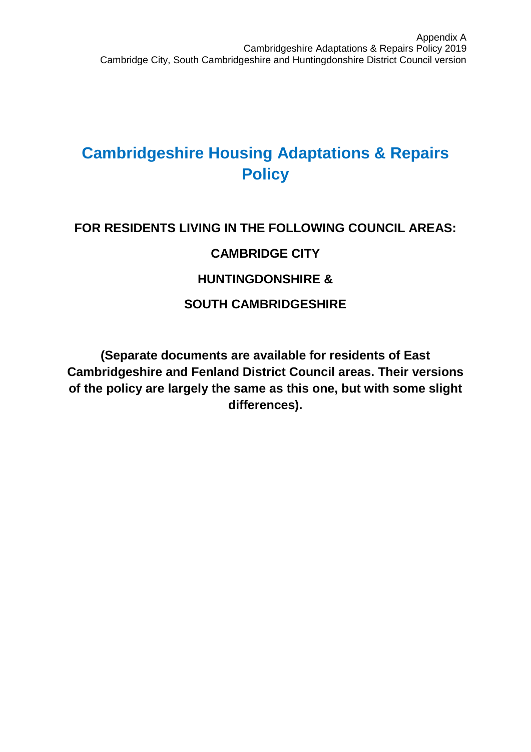# Cambridgeshire Housing Adaptations & Repairs Policy

**FOR RESIDENTS LIVING IN THE FOLLOWING COUNCIL AREAS:**

**CAMBRIDGE CITY**

**HUNTINGDONSHIRE &**

**SOUTH CAMBRIDGESHIRE**

**(Separate documents are available for residents of East Cambridgeshire and Fenland District Council areas. Their versions of the policy are largely the same as this one, but with some slight differences).**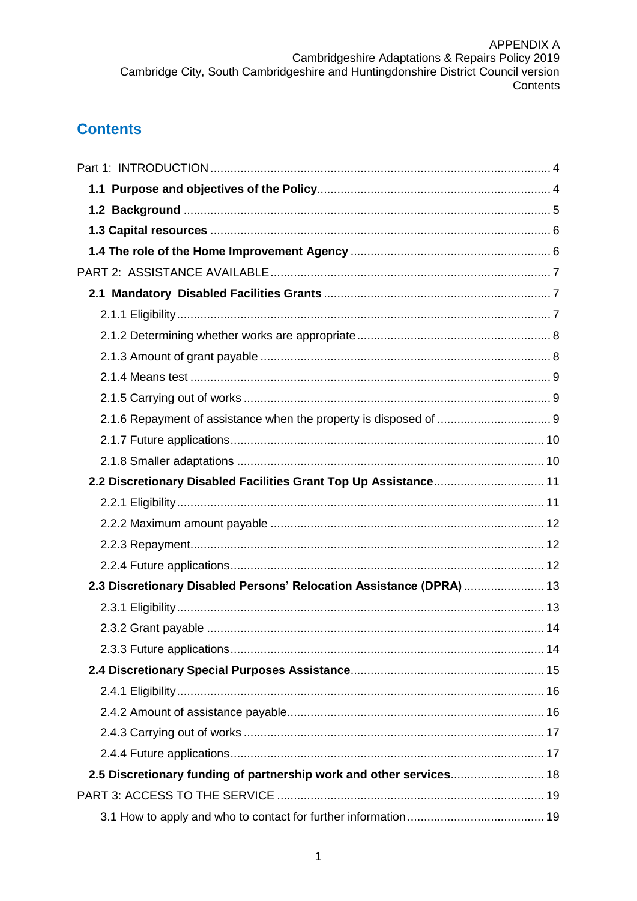APPENDIX A
Cambridgeshire Adaptations & Repairs Policy 2019
Cambridge City, South Cambridgeshire and Huntingdonshire District Council version
Contents

# Contents

Part 1: INTRODUCTION ..... 4

- **1.1 Purpose and objectives of the Policy** ..... 4
- **1.2 Background** ..... 5
- **1.3 Capital resources** ..... 6
- **1.4 The role of the Home Improvement Agency** ..... 6

PART 2: ASSISTANCE AVAILABLE ..... 7

- **2.1 Mandatory Disabled Facilities Grants** ..... 7
  - 2.1.1 Eligibility ..... 7
  - 2.1.2 Determining whether works are appropriate ..... 8
  - 2.1.3 Amount of grant payable ..... 8
  - 2.1.4 Means test ..... 9
  - 2.1.5 Carrying out of works ..... 9
  - 2.1.6 Repayment of assistance when the property is disposed of ..... 9
  - 2.1.7 Future applications ..... 10
  - 2.1.8 Smaller adaptations ..... 10
- **2.2 Discretionary Disabled Facilities Grant Top Up Assistance** ..... 11
  - 2.2.1 Eligibility ..... 11
  - 2.2.2 Maximum amount payable ..... 12
  - 2.2.3 Repayment ..... 12
  - 2.2.4 Future applications ..... 12
- **2.3 Discretionary Disabled Persons' Relocation Assistance (DPRA)** ..... 13
  - 2.3.1 Eligibility ..... 13
  - 2.3.2 Grant payable ..... 14
  - 2.3.3 Future applications ..... 14
- **2.4 Discretionary Special Purposes Assistance** ..... 15
  - 2.4.1 Eligibility ..... 16
  - 2.4.2 Amount of assistance payable ..... 16
  - 2.4.3 Carrying out of works ..... 17
  - 2.4.4 Future applications ..... 17
- **2.5 Discretionary funding of partnership work and other services** ..... 18

PART 3: ACCESS TO THE SERVICE ..... 19

- 3.1 How to apply and who to contact for further information ..... 19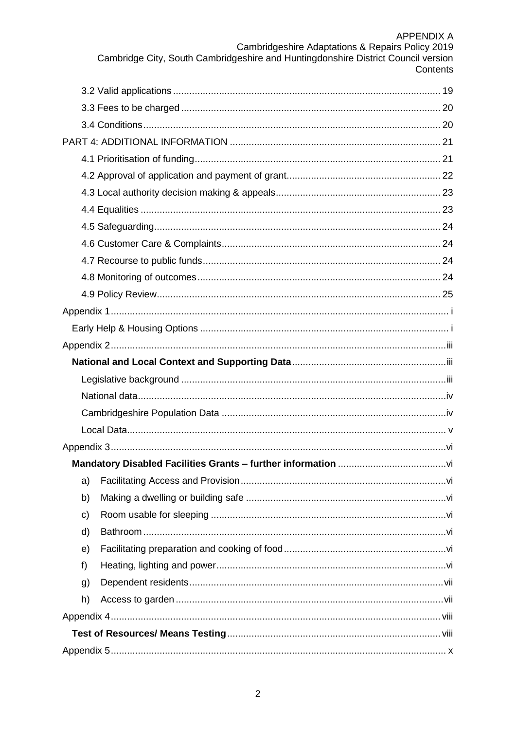3.2 Valid applications ........ 19

3.3 Fees to be charged ........ 20

3.4 Conditions ........ 20

PART 4: ADDITIONAL INFORMATION ........ 21

4.1 Prioritisation of funding ........ 21

4.2 Approval of application and payment of grant ........ 22

4.3 Local authority decision making & appeals ........ 23

4.4 Equalities ........ 23

4.5 Safeguarding ........ 24

4.6 Customer Care & Complaints ........ 24

4.7 Recourse to public funds ........ 24

4.8 Monitoring of outcomes ........ 24

4.9 Policy Review ........ 25

Appendix 1 ........ i

Early Help & Housing Options ........ i

Appendix 2 ........ iii

**National and Local Context and Supporting Data** ........ iii

Legislative background ........ iii

National data ........ iv

Cambridgeshire Population Data ........ iv

Local Data ........ v

Appendix 3 ........ vi

**Mandatory Disabled Facilities Grants – further information** ........ vi

a) Facilitating Access and Provision ........ vi

b) Making a dwelling or building safe ........ vi

c) Room usable for sleeping ........ vi

d) Bathroom ........ vi

e) Facilitating preparation and cooking of food ........ vi

f) Heating, lighting and power ........ vi

g) Dependent residents ........ vii

h) Access to garden ........ vii

Appendix 4 ........ viii

**Test of Resources/ Means Testing** ........ viii

Appendix 5 ........ x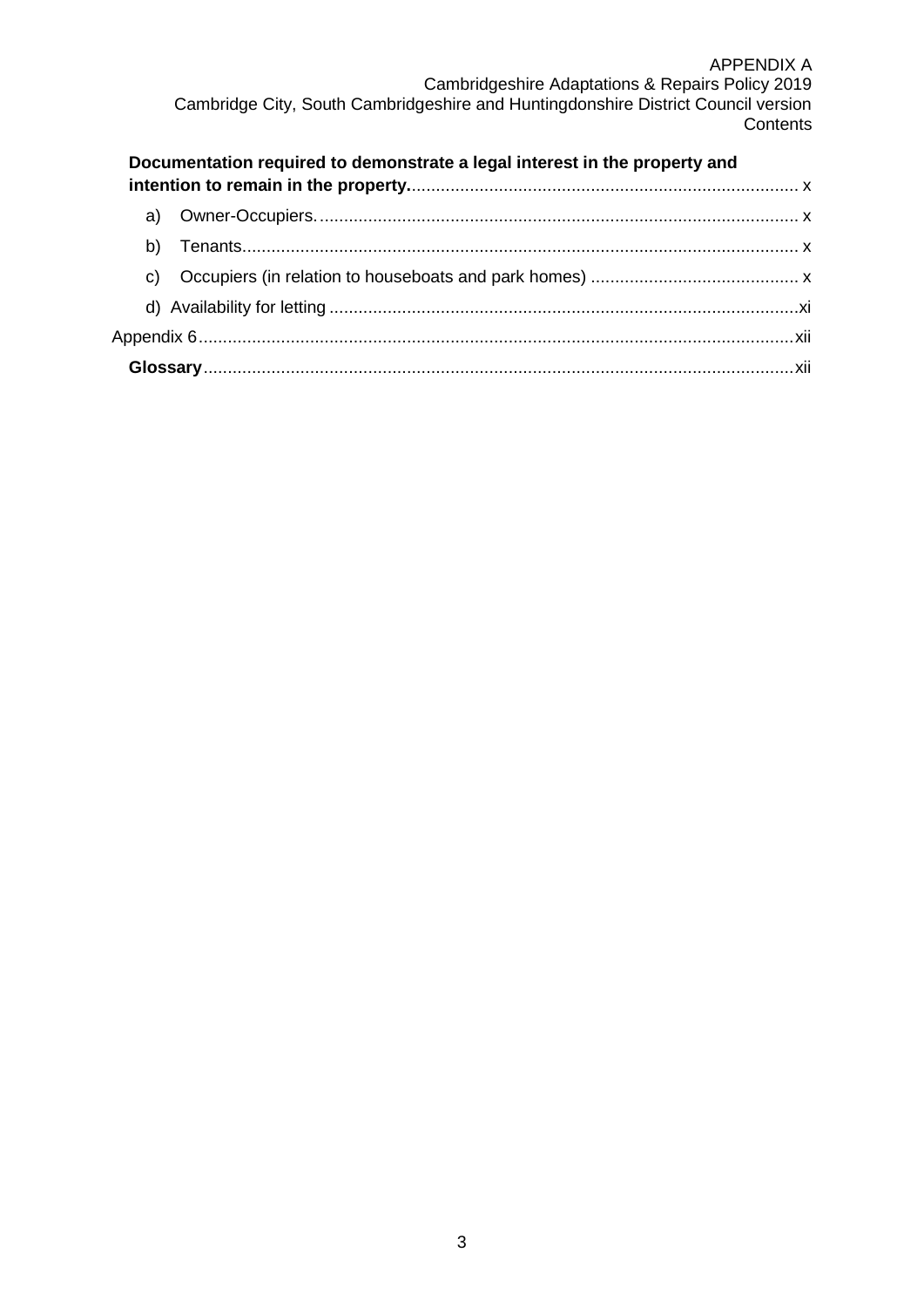**Documentation required to demonstrate a legal interest in the property and intention to remain in the property.** ..... x

- a) Owner-Occupiers. ..... x
- b) Tenants. ..... x
- c) Occupiers (in relation to houseboats and park homes) ..... x
- d) Availability for letting ..... xi

Appendix 6 ..... xii

**Glossary** ..... xii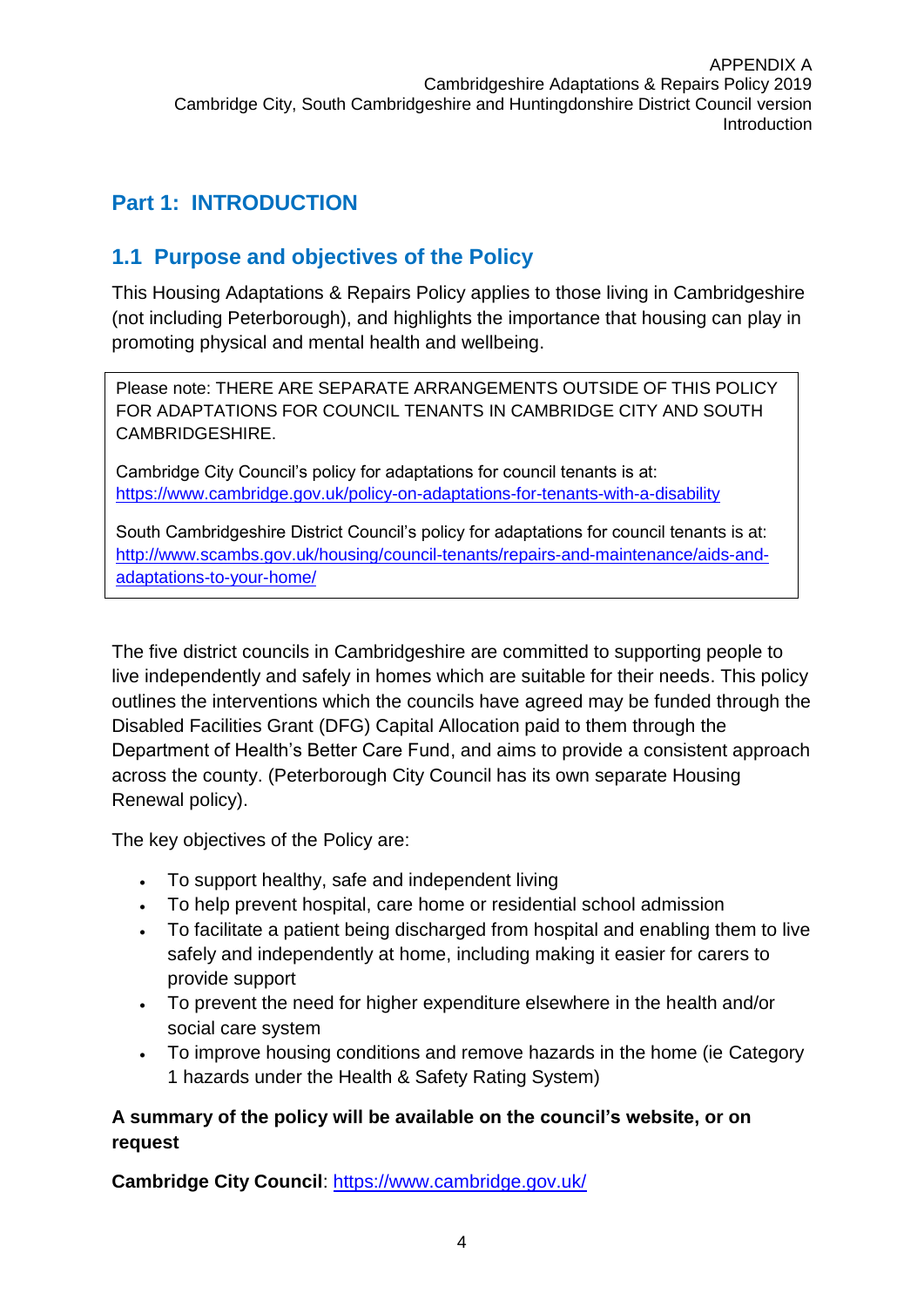# Part 1: INTRODUCTION

## 1.1 Purpose and objectives of the Policy

This Housing Adaptations & Repairs Policy applies to those living in Cambridgeshire (not including Peterborough), and highlights the importance that housing can play in promoting physical and mental health and wellbeing.

> Please note: THERE ARE SEPARATE ARRANGEMENTS OUTSIDE OF THIS POLICY FOR ADAPTATIONS FOR COUNCIL TENANTS IN CAMBRIDGE CITY AND SOUTH CAMBRIDGESHIRE.
>
> Cambridge City Council's policy for adaptations for council tenants is at: https://www.cambridge.gov.uk/policy-on-adaptations-for-tenants-with-a-disability
>
> South Cambridgeshire District Council's policy for adaptations for council tenants is at: http://www.scambs.gov.uk/housing/council-tenants/repairs-and-maintenance/aids-and-adaptations-to-your-home/

The five district councils in Cambridgeshire are committed to supporting people to live independently and safely in homes which are suitable for their needs. This policy outlines the interventions which the councils have agreed may be funded through the Disabled Facilities Grant (DFG) Capital Allocation paid to them through the Department of Health's Better Care Fund, and aims to provide a consistent approach across the county. (Peterborough City Council has its own separate Housing Renewal policy).

The key objectives of the Policy are:

- To support healthy, safe and independent living
- To help prevent hospital, care home or residential school admission
- To facilitate a patient being discharged from hospital and enabling them to live safely and independently at home, including making it easier for carers to provide support
- To prevent the need for higher expenditure elsewhere in the health and/or social care system
- To improve housing conditions and remove hazards in the home (ie Category 1 hazards under the Health & Safety Rating System)

**A summary of the policy will be available on the council's website, or on request**

**Cambridge City Council**: https://www.cambridge.gov.uk/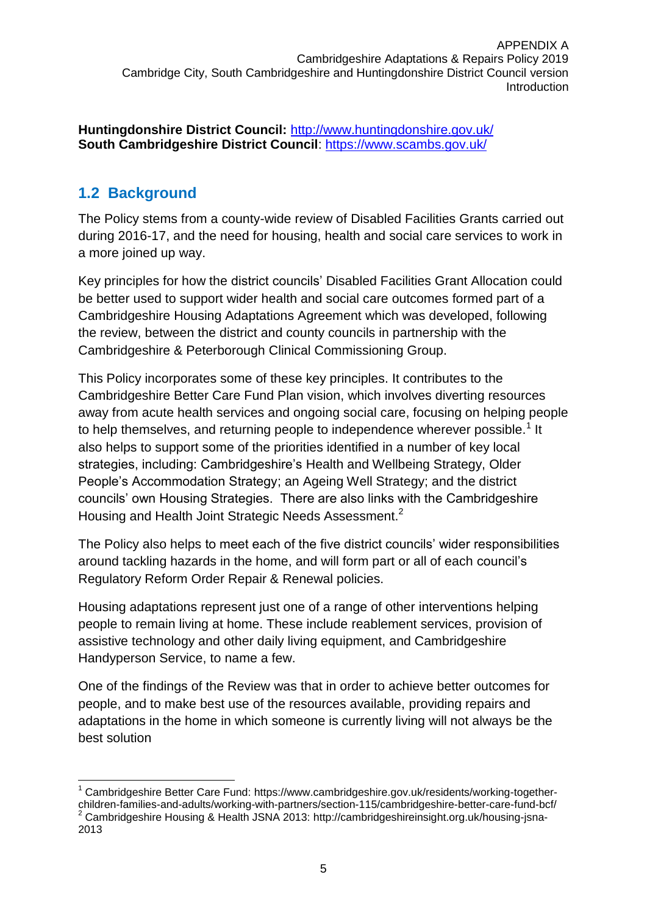**Huntingdonshire District Council:** http://www.huntingdonshire.gov.uk/
**South Cambridgeshire District Council**: https://www.scambs.gov.uk/

## 1.2 Background

The Policy stems from a county-wide review of Disabled Facilities Grants carried out during 2016-17, and the need for housing, health and social care services to work in a more joined up way.

Key principles for how the district councils' Disabled Facilities Grant Allocation could be better used to support wider health and social care outcomes formed part of a Cambridgeshire Housing Adaptations Agreement which was developed, following the review, between the district and county councils in partnership with the Cambridgeshire & Peterborough Clinical Commissioning Group.

This Policy incorporates some of these key principles. It contributes to the Cambridgeshire Better Care Fund Plan vision, which involves diverting resources away from acute health services and ongoing social care, focusing on helping people to help themselves, and returning people to independence wherever possible.[1] It also helps to support some of the priorities identified in a number of key local strategies, including: Cambridgeshire's Health and Wellbeing Strategy, Older People's Accommodation Strategy; an Ageing Well Strategy; and the district councils' own Housing Strategies. There are also links with the Cambridgeshire Housing and Health Joint Strategic Needs Assessment.[2]

The Policy also helps to meet each of the five district councils' wider responsibilities around tackling hazards in the home, and will form part or all of each council's Regulatory Reform Order Repair & Renewal policies.

Housing adaptations represent just one of a range of other interventions helping people to remain living at home. These include reablement services, provision of assistive technology and other daily living equipment, and Cambridgeshire Handyperson Service, to name a few.

One of the findings of the Review was that in order to achieve better outcomes for people, and to make best use of the resources available, providing repairs and adaptations in the home in which someone is currently living will not always be the best solution

---

[1] Cambridgeshire Better Care Fund: https://www.cambridgeshire.gov.uk/residents/working-together-children-families-and-adults/working-with-partners/section-115/cambridgeshire-better-care-fund-bcf/

[2] Cambridgeshire Housing & Health JSNA 2013: http://cambridgeshireinsight.org.uk/housing-jsna-2013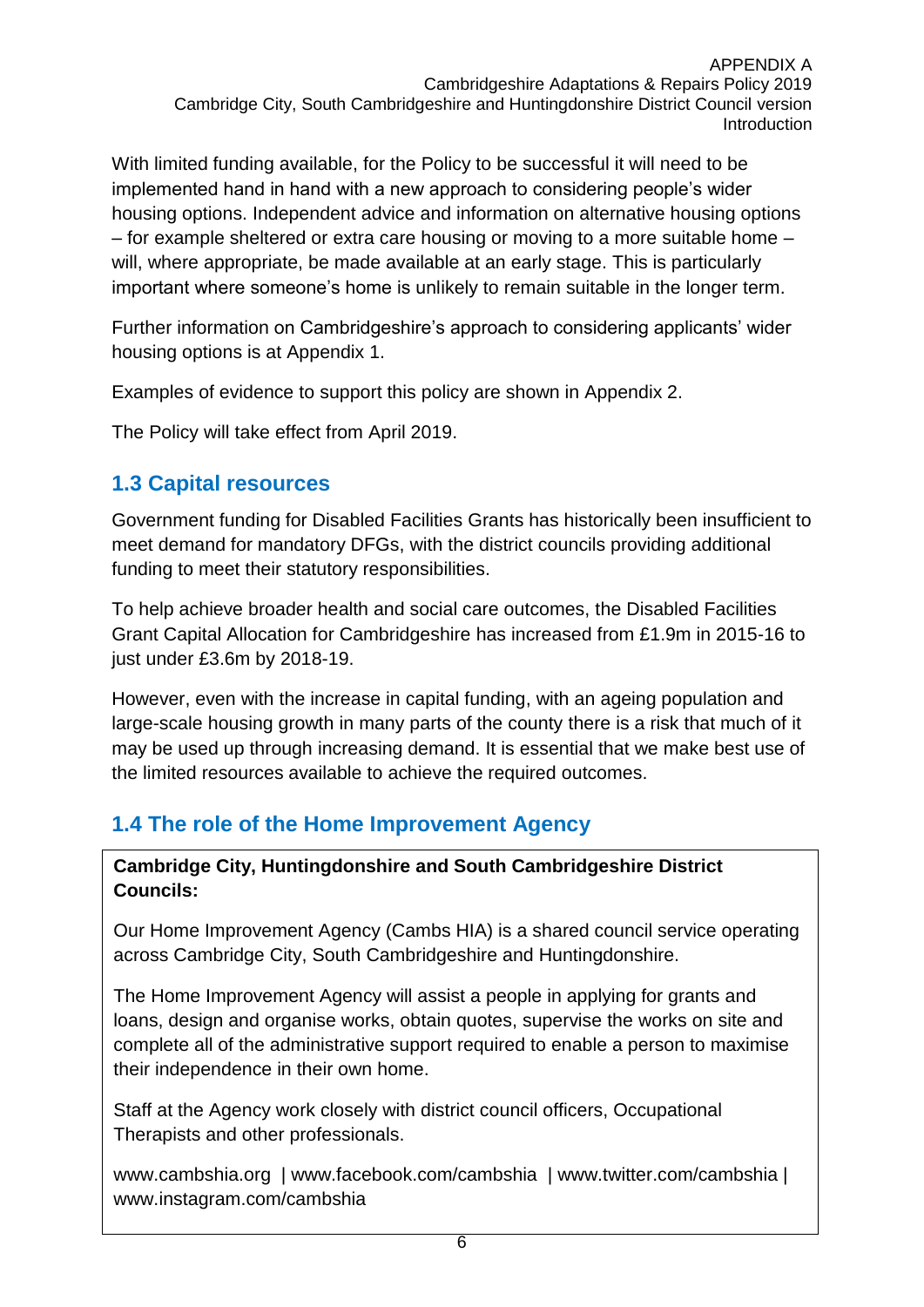With limited funding available, for the Policy to be successful it will need to be implemented hand in hand with a new approach to considering people's wider housing options. Independent advice and information on alternative housing options – for example sheltered or extra care housing or moving to a more suitable home – will, where appropriate, be made available at an early stage. This is particularly important where someone's home is unlikely to remain suitable in the longer term.

Further information on Cambridgeshire's approach to considering applicants' wider housing options is at Appendix 1.

Examples of evidence to support this policy are shown in Appendix 2.

The Policy will take effect from April 2019.

## 1.3 Capital resources

Government funding for Disabled Facilities Grants has historically been insufficient to meet demand for mandatory DFGs, with the district councils providing additional funding to meet their statutory responsibilities.

To help achieve broader health and social care outcomes, the Disabled Facilities Grant Capital Allocation for Cambridgeshire has increased from £1.9m in 2015-16 to just under £3.6m by 2018-19.

However, even with the increase in capital funding, with an ageing population and large-scale housing growth in many parts of the county there is a risk that much of it may be used up through increasing demand. It is essential that we make best use of the limited resources available to achieve the required outcomes.

## 1.4 The role of the Home Improvement Agency

**Cambridge City, Huntingdonshire and South Cambridgeshire District Councils:**

Our Home Improvement Agency (Cambs HIA) is a shared council service operating across Cambridge City, South Cambridgeshire and Huntingdonshire.

The Home Improvement Agency will assist a people in applying for grants and loans, design and organise works, obtain quotes, supervise the works on site and complete all of the administrative support required to enable a person to maximise their independence in their own home.

Staff at the Agency work closely with district council officers, Occupational Therapists and other professionals.

www.cambshia.org | www.facebook.com/cambshia | www.twitter.com/cambshia | www.instagram.com/cambshia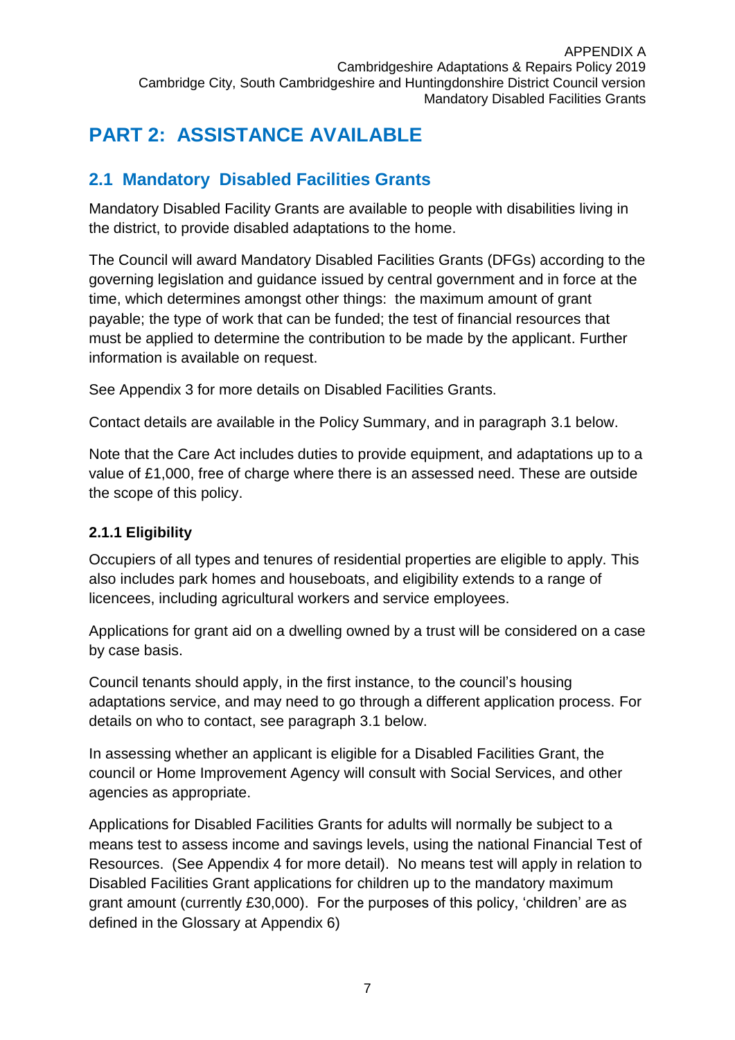# PART 2: ASSISTANCE AVAILABLE

## 2.1 Mandatory Disabled Facilities Grants

Mandatory Disabled Facility Grants are available to people with disabilities living in the district, to provide disabled adaptations to the home.

The Council will award Mandatory Disabled Facilities Grants (DFGs) according to the governing legislation and guidance issued by central government and in force at the time, which determines amongst other things: the maximum amount of grant payable; the type of work that can be funded; the test of financial resources that must be applied to determine the contribution to be made by the applicant. Further information is available on request.

See Appendix 3 for more details on Disabled Facilities Grants.

Contact details are available in the Policy Summary, and in paragraph 3.1 below.

Note that the Care Act includes duties to provide equipment, and adaptations up to a value of £1,000, free of charge where there is an assessed need. These are outside the scope of this policy.

### 2.1.1 Eligibility

Occupiers of all types and tenures of residential properties are eligible to apply. This also includes park homes and houseboats, and eligibility extends to a range of licencees, including agricultural workers and service employees.

Applications for grant aid on a dwelling owned by a trust will be considered on a case by case basis.

Council tenants should apply, in the first instance, to the council's housing adaptations service, and may need to go through a different application process. For details on who to contact, see paragraph 3.1 below.

In assessing whether an applicant is eligible for a Disabled Facilities Grant, the council or Home Improvement Agency will consult with Social Services, and other agencies as appropriate.

Applications for Disabled Facilities Grants for adults will normally be subject to a means test to assess income and savings levels, using the national Financial Test of Resources. (See Appendix 4 for more detail). No means test will apply in relation to Disabled Facilities Grant applications for children up to the mandatory maximum grant amount (currently £30,000). For the purposes of this policy, 'children' are as defined in the Glossary at Appendix 6)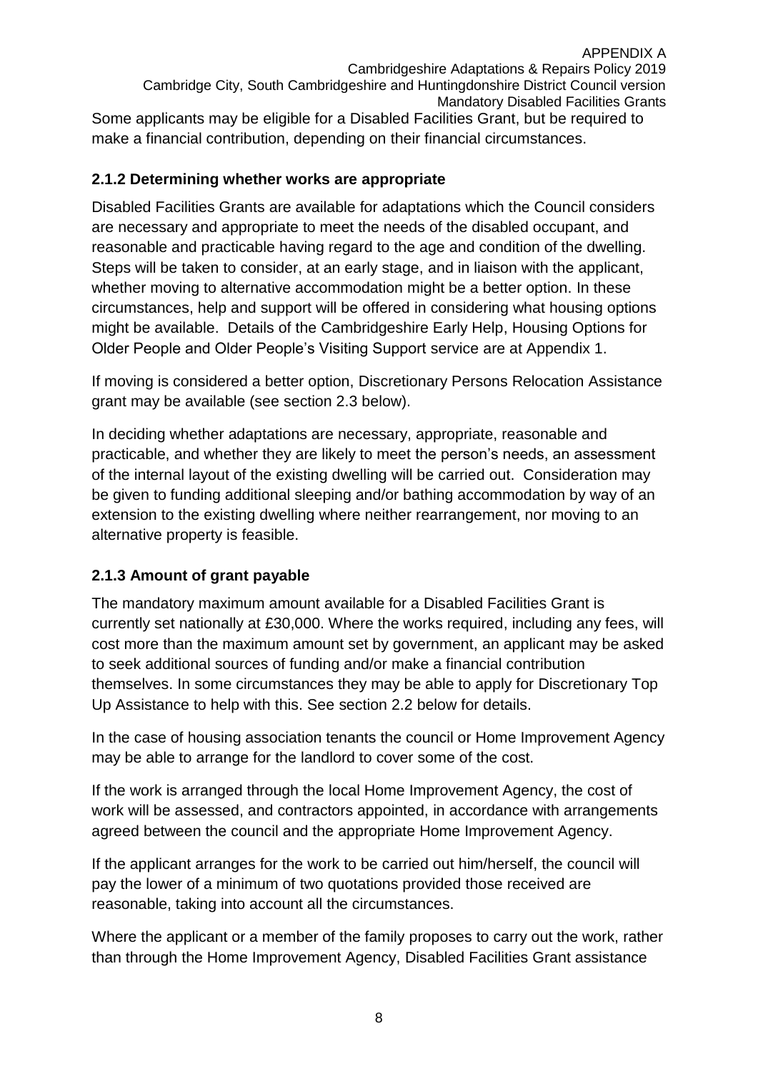Some applicants may be eligible for a Disabled Facilities Grant, but be required to make a financial contribution, depending on their financial circumstances.

### 2.1.2 Determining whether works are appropriate

Disabled Facilities Grants are available for adaptations which the Council considers are necessary and appropriate to meet the needs of the disabled occupant, and reasonable and practicable having regard to the age and condition of the dwelling. Steps will be taken to consider, at an early stage, and in liaison with the applicant, whether moving to alternative accommodation might be a better option. In these circumstances, help and support will be offered in considering what housing options might be available. Details of the Cambridgeshire Early Help, Housing Options for Older People and Older People's Visiting Support service are at Appendix 1.

If moving is considered a better option, Discretionary Persons Relocation Assistance grant may be available (see section 2.3 below).

In deciding whether adaptations are necessary, appropriate, reasonable and practicable, and whether they are likely to meet the person's needs, an assessment of the internal layout of the existing dwelling will be carried out. Consideration may be given to funding additional sleeping and/or bathing accommodation by way of an extension to the existing dwelling where neither rearrangement, nor moving to an alternative property is feasible.

### 2.1.3 Amount of grant payable

The mandatory maximum amount available for a Disabled Facilities Grant is currently set nationally at £30,000. Where the works required, including any fees, will cost more than the maximum amount set by government, an applicant may be asked to seek additional sources of funding and/or make a financial contribution themselves. In some circumstances they may be able to apply for Discretionary Top Up Assistance to help with this. See section 2.2 below for details.

In the case of housing association tenants the council or Home Improvement Agency may be able to arrange for the landlord to cover some of the cost.

If the work is arranged through the local Home Improvement Agency, the cost of work will be assessed, and contractors appointed, in accordance with arrangements agreed between the council and the appropriate Home Improvement Agency.

If the applicant arranges for the work to be carried out him/herself, the council will pay the lower of a minimum of two quotations provided those received are reasonable, taking into account all the circumstances.

Where the applicant or a member of the family proposes to carry out the work, rather than through the Home Improvement Agency, Disabled Facilities Grant assistance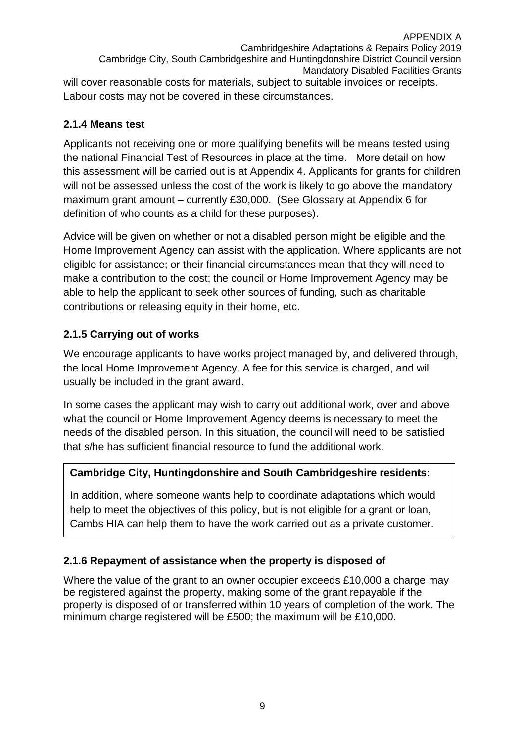will cover reasonable costs for materials, subject to suitable invoices or receipts. Labour costs may not be covered in these circumstances.

### 2.1.4 Means test

Applicants not receiving one or more qualifying benefits will be means tested using the national Financial Test of Resources in place at the time. More detail on how this assessment will be carried out is at Appendix 4. Applicants for grants for children will not be assessed unless the cost of the work is likely to go above the mandatory maximum grant amount – currently £30,000. (See Glossary at Appendix 6 for definition of who counts as a child for these purposes).

Advice will be given on whether or not a disabled person might be eligible and the Home Improvement Agency can assist with the application. Where applicants are not eligible for assistance; or their financial circumstances mean that they will need to make a contribution to the cost; the council or Home Improvement Agency may be able to help the applicant to seek other sources of funding, such as charitable contributions or releasing equity in their home, etc.

### 2.1.5 Carrying out of works

We encourage applicants to have works project managed by, and delivered through, the local Home Improvement Agency. A fee for this service is charged, and will usually be included in the grant award.

In some cases the applicant may wish to carry out additional work, over and above what the council or Home Improvement Agency deems is necessary to meet the needs of the disabled person. In this situation, the council will need to be satisfied that s/he has sufficient financial resource to fund the additional work.

**Cambridge City, Huntingdonshire and South Cambridgeshire residents:**

In addition, where someone wants help to coordinate adaptations which would help to meet the objectives of this policy, but is not eligible for a grant or loan, Cambs HIA can help them to have the work carried out as a private customer.

### 2.1.6 Repayment of assistance when the property is disposed of

Where the value of the grant to an owner occupier exceeds £10,000 a charge may be registered against the property, making some of the grant repayable if the property is disposed of or transferred within 10 years of completion of the work. The minimum charge registered will be £500; the maximum will be £10,000.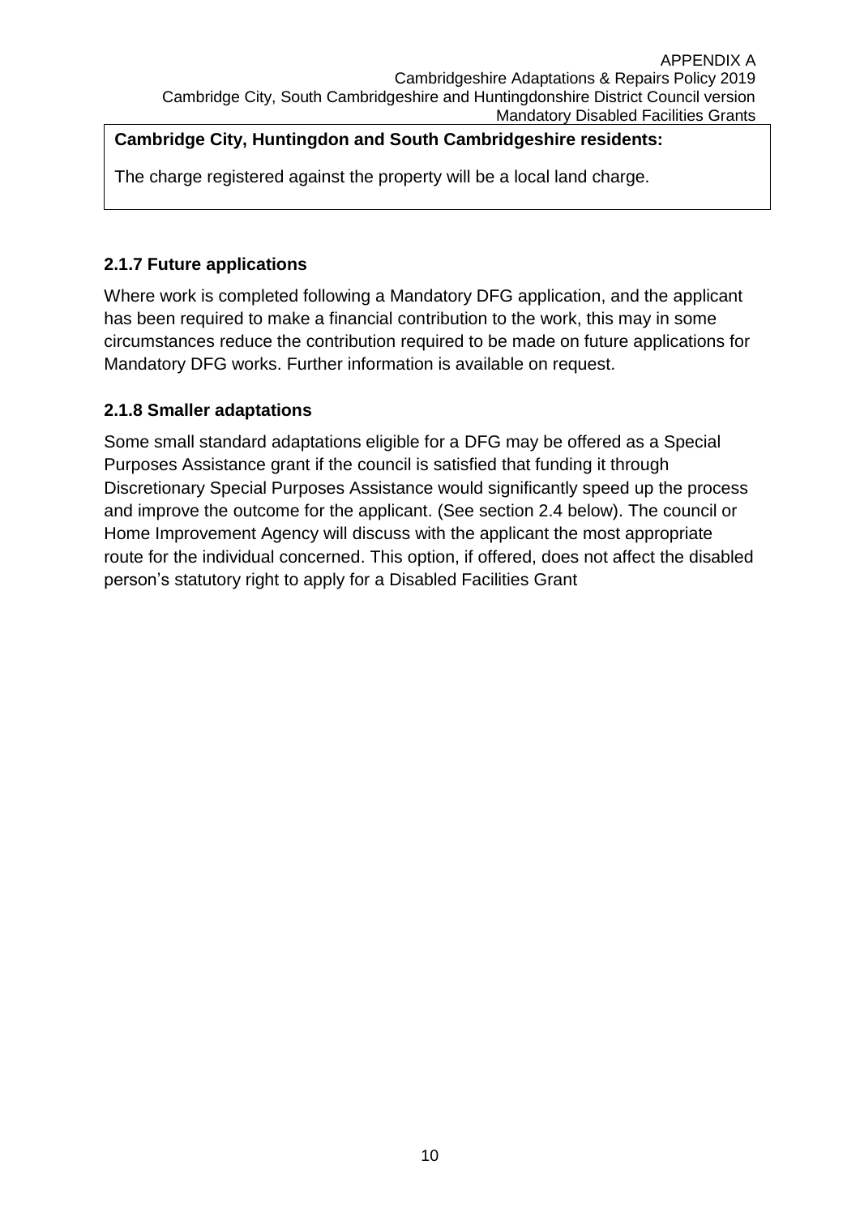**Cambridge City, Huntingdon and South Cambridgeshire residents:**

The charge registered against the property will be a local land charge.

### 2.1.7 Future applications

Where work is completed following a Mandatory DFG application, and the applicant has been required to make a financial contribution to the work, this may in some circumstances reduce the contribution required to be made on future applications for Mandatory DFG works. Further information is available on request.

### 2.1.8 Smaller adaptations

Some small standard adaptations eligible for a DFG may be offered as a Special Purposes Assistance grant if the council is satisfied that funding it through Discretionary Special Purposes Assistance would significantly speed up the process and improve the outcome for the applicant. (See section 2.4 below). The council or Home Improvement Agency will discuss with the applicant the most appropriate route for the individual concerned. This option, if offered, does not affect the disabled person's statutory right to apply for a Disabled Facilities Grant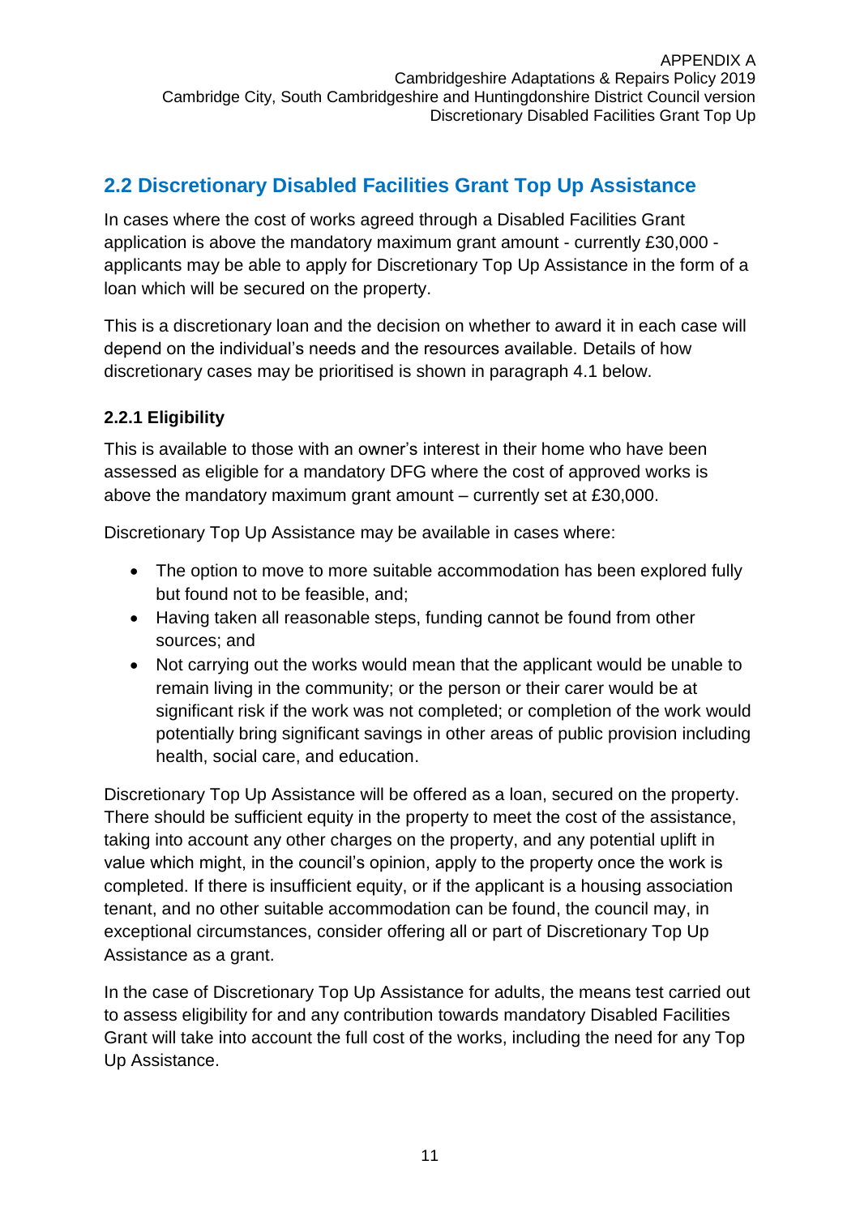## 2.2 Discretionary Disabled Facilities Grant Top Up Assistance

In cases where the cost of works agreed through a Disabled Facilities Grant application is above the mandatory maximum grant amount - currently £30,000 - applicants may be able to apply for Discretionary Top Up Assistance in the form of a loan which will be secured on the property.

This is a discretionary loan and the decision on whether to award it in each case will depend on the individual's needs and the resources available. Details of how discretionary cases may be prioritised is shown in paragraph 4.1 below.

### 2.2.1 Eligibility

This is available to those with an owner's interest in their home who have been assessed as eligible for a mandatory DFG where the cost of approved works is above the mandatory maximum grant amount – currently set at £30,000.

Discretionary Top Up Assistance may be available in cases where:

- The option to move to more suitable accommodation has been explored fully but found not to be feasible, and;
- Having taken all reasonable steps, funding cannot be found from other sources; and
- Not carrying out the works would mean that the applicant would be unable to remain living in the community; or the person or their carer would be at significant risk if the work was not completed; or completion of the work would potentially bring significant savings in other areas of public provision including health, social care, and education.

Discretionary Top Up Assistance will be offered as a loan, secured on the property. There should be sufficient equity in the property to meet the cost of the assistance, taking into account any other charges on the property, and any potential uplift in value which might, in the council's opinion, apply to the property once the work is completed. If there is insufficient equity, or if the applicant is a housing association tenant, and no other suitable accommodation can be found, the council may, in exceptional circumstances, consider offering all or part of Discretionary Top Up Assistance as a grant.

In the case of Discretionary Top Up Assistance for adults, the means test carried out to assess eligibility for and any contribution towards mandatory Disabled Facilities Grant will take into account the full cost of the works, including the need for any Top Up Assistance.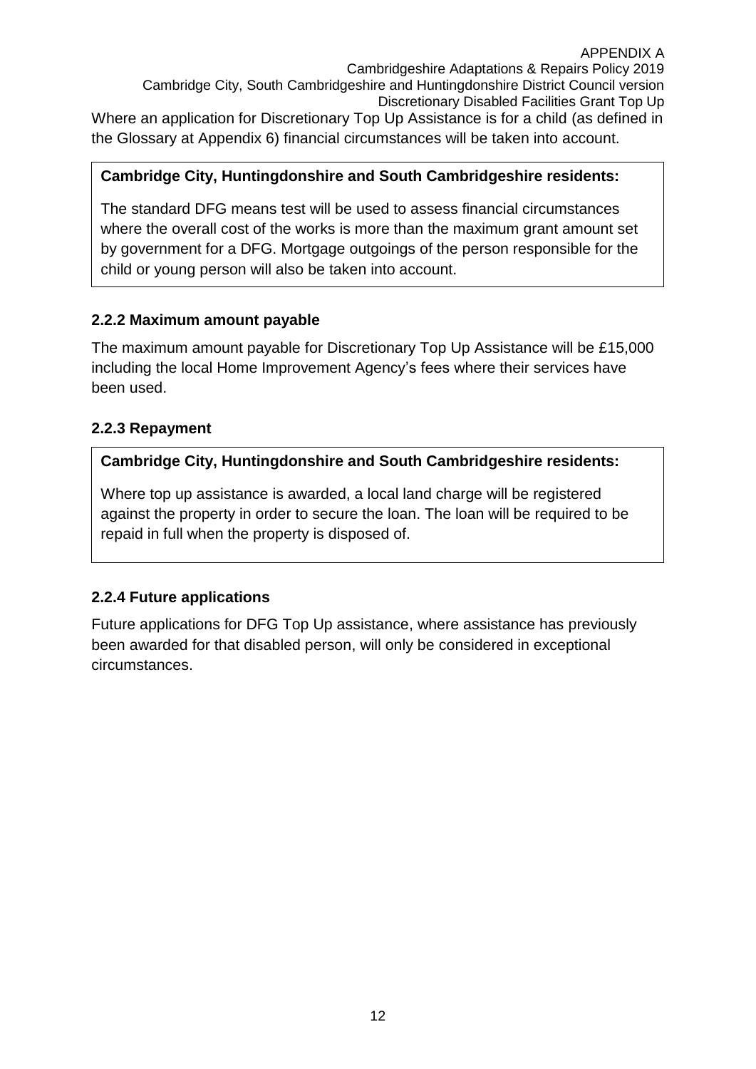Where an application for Discretionary Top Up Assistance is for a child (as defined in the Glossary at Appendix 6) financial circumstances will be taken into account.

**Cambridge City, Huntingdonshire and South Cambridgeshire residents:**

The standard DFG means test will be used to assess financial circumstances where the overall cost of the works is more than the maximum grant amount set by government for a DFG. Mortgage outgoings of the person responsible for the child or young person will also be taken into account.

### 2.2.2 Maximum amount payable

The maximum amount payable for Discretionary Top Up Assistance will be £15,000 including the local Home Improvement Agency's fees where their services have been used.

### 2.2.3 Repayment

**Cambridge City, Huntingdonshire and South Cambridgeshire residents:**

Where top up assistance is awarded, a local land charge will be registered against the property in order to secure the loan. The loan will be required to be repaid in full when the property is disposed of.

### 2.2.4 Future applications

Future applications for DFG Top Up assistance, where assistance has previously been awarded for that disabled person, will only be considered in exceptional circumstances.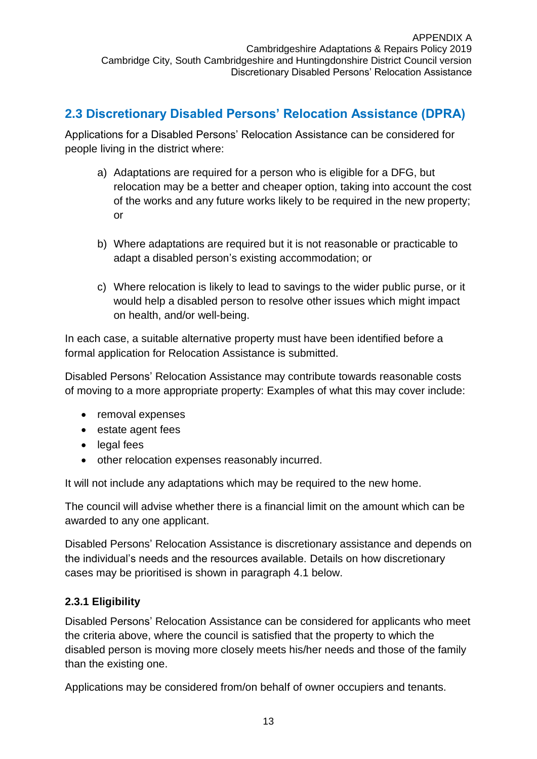## 2.3 Discretionary Disabled Persons' Relocation Assistance (DPRA)

Applications for a Disabled Persons' Relocation Assistance can be considered for people living in the district where:

a) Adaptations are required for a person who is eligible for a DFG, but relocation may be a better and cheaper option, taking into account the cost of the works and any future works likely to be required in the new property; or

b) Where adaptations are required but it is not reasonable or practicable to adapt a disabled person's existing accommodation; or

c) Where relocation is likely to lead to savings to the wider public purse, or it would help a disabled person to resolve other issues which might impact on health, and/or well-being.

In each case, a suitable alternative property must have been identified before a formal application for Relocation Assistance is submitted.

Disabled Persons' Relocation Assistance may contribute towards reasonable costs of moving to a more appropriate property: Examples of what this may cover include:

- removal expenses
- estate agent fees
- legal fees
- other relocation expenses reasonably incurred.

It will not include any adaptations which may be required to the new home.

The council will advise whether there is a financial limit on the amount which can be awarded to any one applicant.

Disabled Persons' Relocation Assistance is discretionary assistance and depends on the individual's needs and the resources available. Details on how discretionary cases may be prioritised is shown in paragraph 4.1 below.

### 2.3.1 Eligibility

Disabled Persons' Relocation Assistance can be considered for applicants who meet the criteria above, where the council is satisfied that the property to which the disabled person is moving more closely meets his/her needs and those of the family than the existing one.

Applications may be considered from/on behalf of owner occupiers and tenants.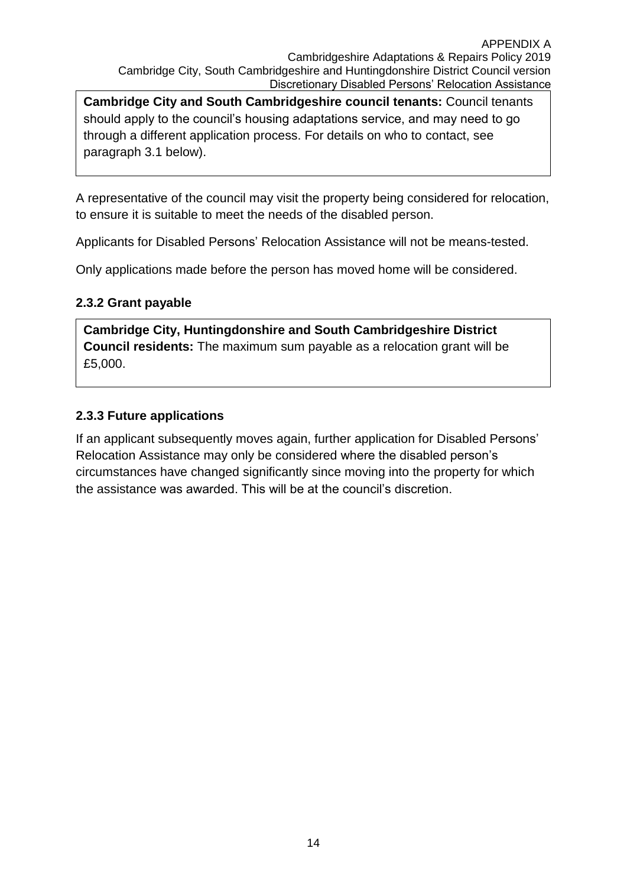**Cambridge City and South Cambridgeshire council tenants:** Council tenants should apply to the council's housing adaptations service, and may need to go through a different application process. For details on who to contact, see paragraph 3.1 below).

A representative of the council may visit the property being considered for relocation, to ensure it is suitable to meet the needs of the disabled person.

Applicants for Disabled Persons' Relocation Assistance will not be means-tested.

Only applications made before the person has moved home will be considered.

### 2.3.2 Grant payable

**Cambridge City, Huntingdonshire and South Cambridgeshire District Council residents:** The maximum sum payable as a relocation grant will be £5,000.

### 2.3.3 Future applications

If an applicant subsequently moves again, further application for Disabled Persons' Relocation Assistance may only be considered where the disabled person's circumstances have changed significantly since moving into the property for which the assistance was awarded. This will be at the council's discretion.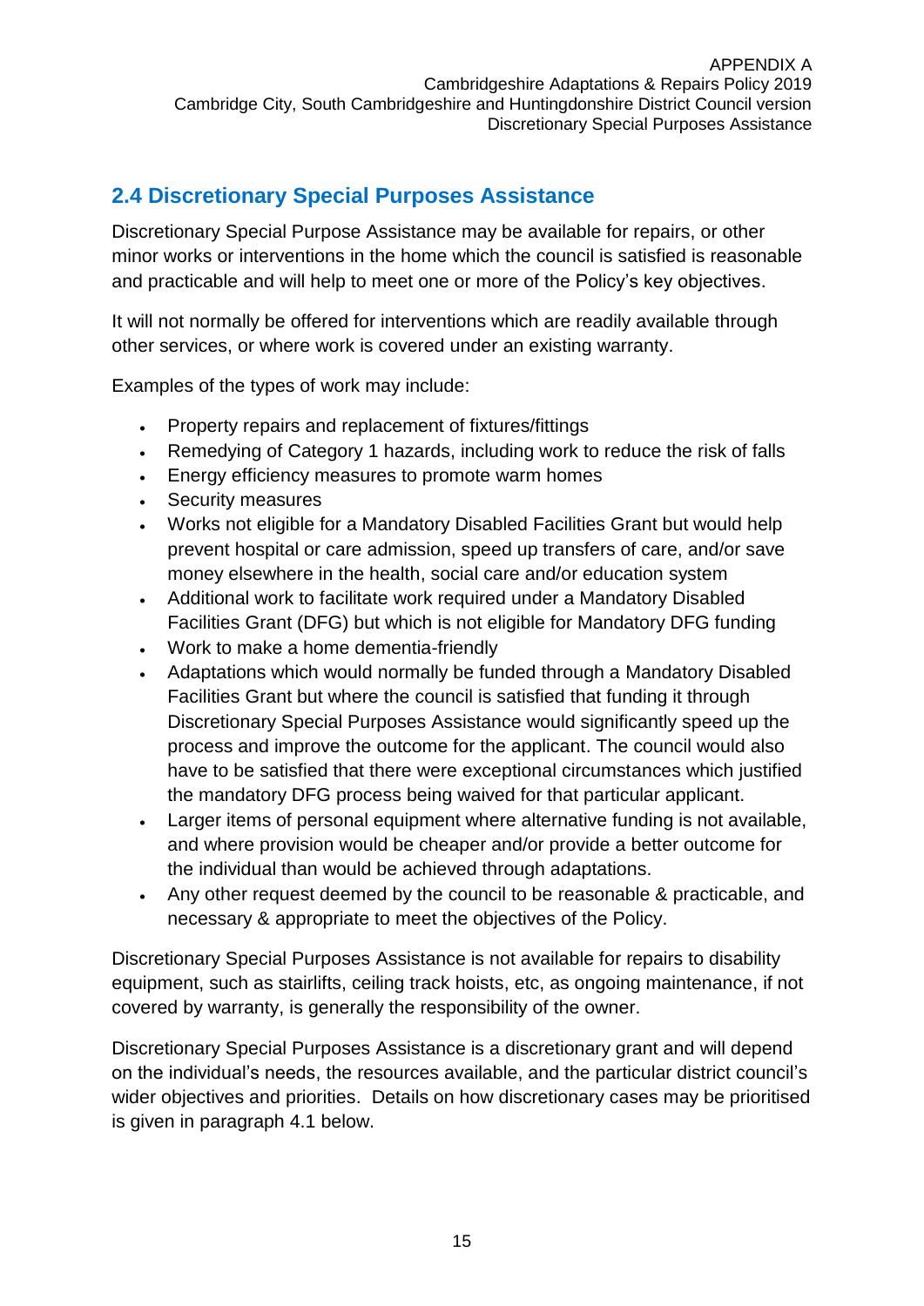## 2.4 Discretionary Special Purposes Assistance

Discretionary Special Purpose Assistance may be available for repairs, or other minor works or interventions in the home which the council is satisfied is reasonable and practicable and will help to meet one or more of the Policy's key objectives.

It will not normally be offered for interventions which are readily available through other services, or where work is covered under an existing warranty.

Examples of the types of work may include:

- Property repairs and replacement of fixtures/fittings
- Remedying of Category 1 hazards, including work to reduce the risk of falls
- Energy efficiency measures to promote warm homes
- Security measures
- Works not eligible for a Mandatory Disabled Facilities Grant but would help prevent hospital or care admission, speed up transfers of care, and/or save money elsewhere in the health, social care and/or education system
- Additional work to facilitate work required under a Mandatory Disabled Facilities Grant (DFG) but which is not eligible for Mandatory DFG funding
- Work to make a home dementia-friendly
- Adaptations which would normally be funded through a Mandatory Disabled Facilities Grant but where the council is satisfied that funding it through Discretionary Special Purposes Assistance would significantly speed up the process and improve the outcome for the applicant. The council would also have to be satisfied that there were exceptional circumstances which justified the mandatory DFG process being waived for that particular applicant.
- Larger items of personal equipment where alternative funding is not available, and where provision would be cheaper and/or provide a better outcome for the individual than would be achieved through adaptations.
- Any other request deemed by the council to be reasonable & practicable, and necessary & appropriate to meet the objectives of the Policy.

Discretionary Special Purposes Assistance is not available for repairs to disability equipment, such as stairlifts, ceiling track hoists, etc, as ongoing maintenance, if not covered by warranty, is generally the responsibility of the owner.

Discretionary Special Purposes Assistance is a discretionary grant and will depend on the individual's needs, the resources available, and the particular district council's wider objectives and priorities. Details on how discretionary cases may be prioritised is given in paragraph 4.1 below.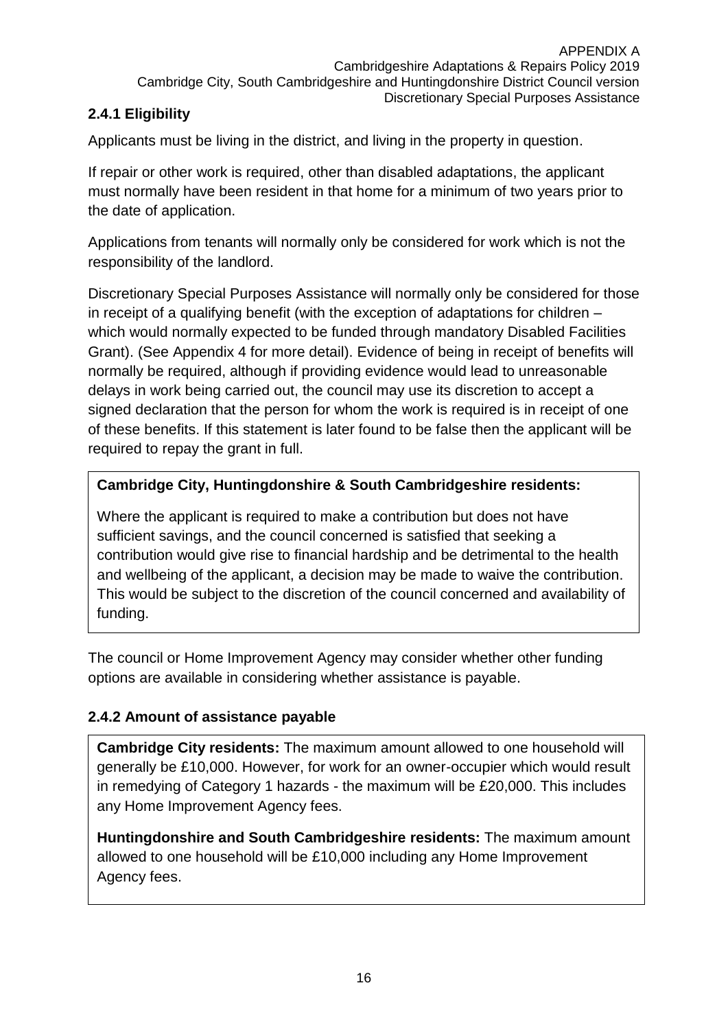### 2.4.1 Eligibility

Applicants must be living in the district, and living in the property in question.

If repair or other work is required, other than disabled adaptations, the applicant must normally have been resident in that home for a minimum of two years prior to the date of application.

Applications from tenants will normally only be considered for work which is not the responsibility of the landlord.

Discretionary Special Purposes Assistance will normally only be considered for those in receipt of a qualifying benefit (with the exception of adaptations for children – which would normally expected to be funded through mandatory Disabled Facilities Grant). (See Appendix 4 for more detail). Evidence of being in receipt of benefits will normally be required, although if providing evidence would lead to unreasonable delays in work being carried out, the council may use its discretion to accept a signed declaration that the person for whom the work is required is in receipt of one of these benefits. If this statement is later found to be false then the applicant will be required to repay the grant in full.

**Cambridge City, Huntingdonshire & South Cambridgeshire residents:**

Where the applicant is required to make a contribution but does not have sufficient savings, and the council concerned is satisfied that seeking a contribution would give rise to financial hardship and be detrimental to the health and wellbeing of the applicant, a decision may be made to waive the contribution. This would be subject to the discretion of the council concerned and availability of funding.

The council or Home Improvement Agency may consider whether other funding options are available in considering whether assistance is payable.

### 2.4.2 Amount of assistance payable

**Cambridge City residents:** The maximum amount allowed to one household will generally be £10,000. However, for work for an owner-occupier which would result in remedying of Category 1 hazards - the maximum will be £20,000. This includes any Home Improvement Agency fees.

**Huntingdonshire and South Cambridgeshire residents:** The maximum amount allowed to one household will be £10,000 including any Home Improvement Agency fees.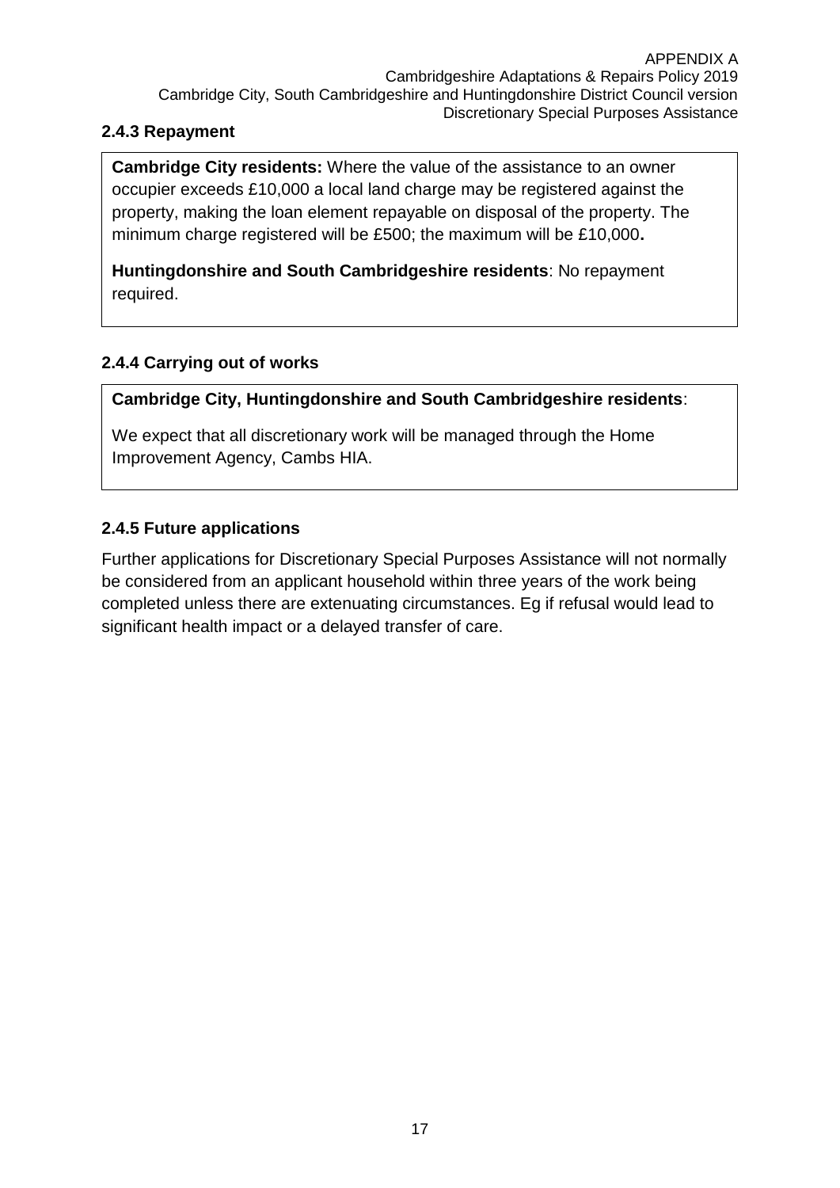### 2.4.3 Repayment

**Cambridge City residents:** Where the value of the assistance to an owner occupier exceeds £10,000 a local land charge may be registered against the property, making the loan element repayable on disposal of the property. The minimum charge registered will be £500; the maximum will be £10,000**.**

**Huntingdonshire and South Cambridgeshire residents**: No repayment required.

### 2.4.4 Carrying out of works

**Cambridge City, Huntingdonshire and South Cambridgeshire residents**:

We expect that all discretionary work will be managed through the Home Improvement Agency, Cambs HIA.

### 2.4.5 Future applications

Further applications for Discretionary Special Purposes Assistance will not normally be considered from an applicant household within three years of the work being completed unless there are extenuating circumstances. Eg if refusal would lead to significant health impact or a delayed transfer of care.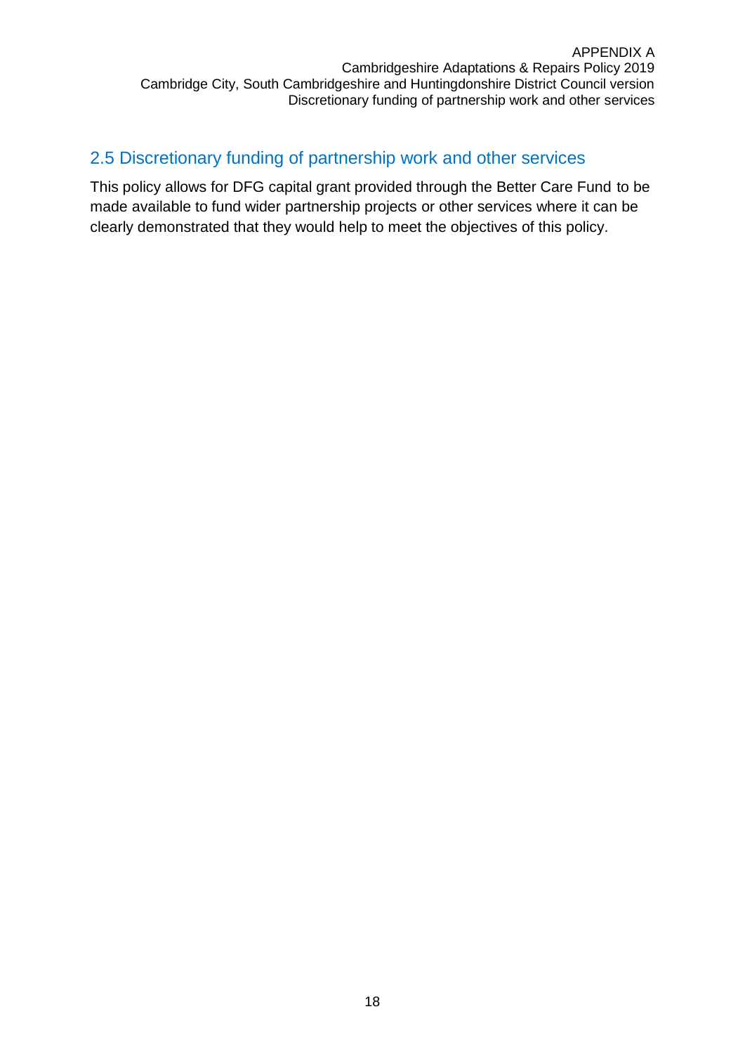## 2.5 Discretionary funding of partnership work and other services

This policy allows for DFG capital grant provided through the Better Care Fund to be made available to fund wider partnership projects or other services where it can be clearly demonstrated that they would help to meet the objectives of this policy.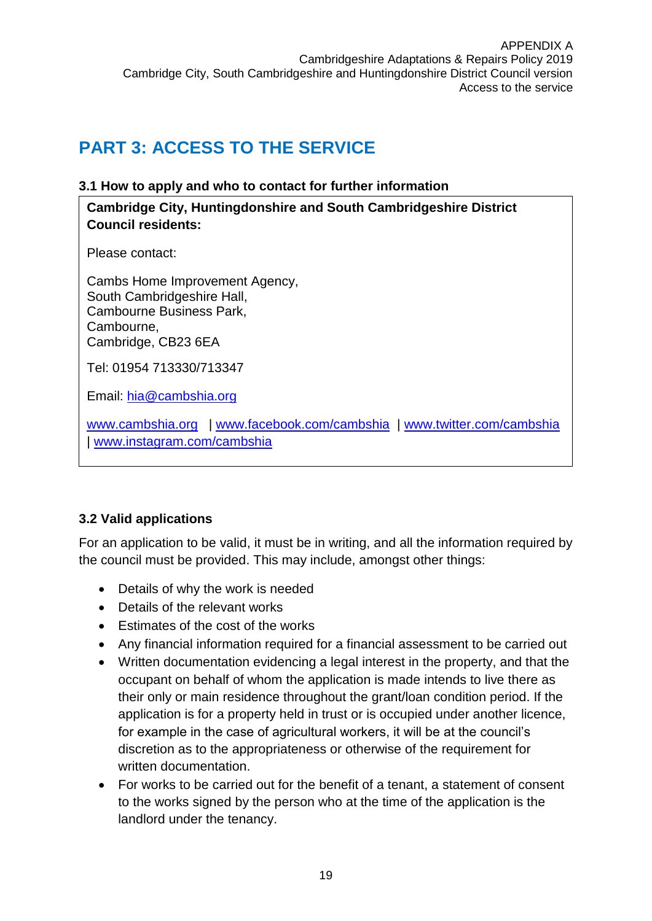# PART 3: ACCESS TO THE SERVICE

### 3.1 How to apply and who to contact for further information

**Cambridge City, Huntingdonshire and South Cambridgeshire District Council residents:**

Please contact:

Cambs Home Improvement Agency,
South Cambridgeshire Hall,
Cambourne Business Park,
Cambourne,
Cambridge, CB23 6EA

Tel: 01954 713330/713347

Email: hia@cambshia.org

www.cambshia.org | www.facebook.com/cambshia | www.twitter.com/cambshia | www.instagram.com/cambshia

### 3.2 Valid applications

For an application to be valid, it must be in writing, and all the information required by the council must be provided. This may include, amongst other things:

- Details of why the work is needed
- Details of the relevant works
- Estimates of the cost of the works
- Any financial information required for a financial assessment to be carried out
- Written documentation evidencing a legal interest in the property, and that the occupant on behalf of whom the application is made intends to live there as their only or main residence throughout the grant/loan condition period. If the application is for a property held in trust or is occupied under another licence, for example in the case of agricultural workers, it will be at the council's discretion as to the appropriateness or otherwise of the requirement for written documentation.
- For works to be carried out for the benefit of a tenant, a statement of consent to the works signed by the person who at the time of the application is the landlord under the tenancy.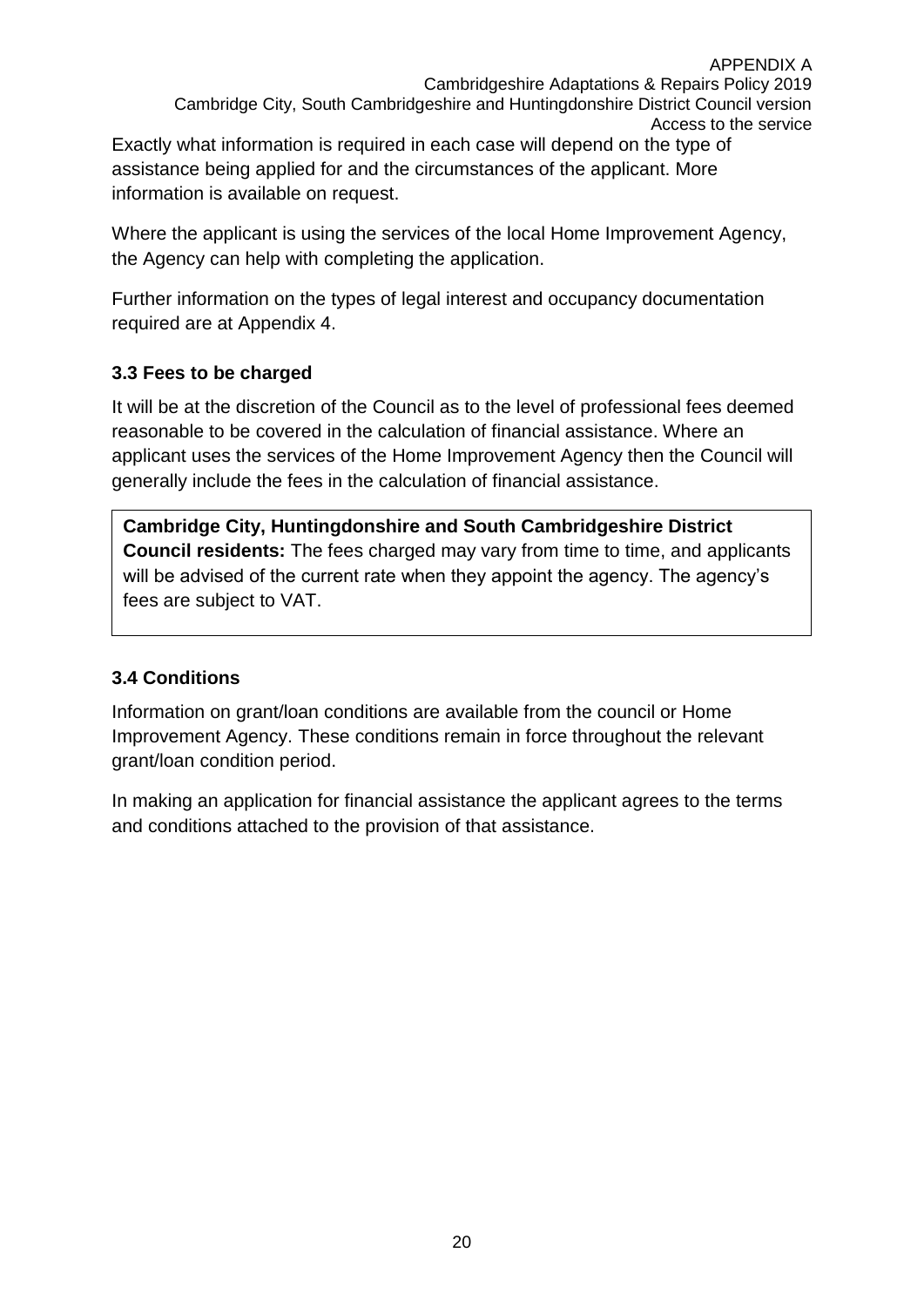Exactly what information is required in each case will depend on the type of assistance being applied for and the circumstances of the applicant. More information is available on request.

Where the applicant is using the services of the local Home Improvement Agency, the Agency can help with completing the application.

Further information on the types of legal interest and occupancy documentation required are at Appendix 4.

### 3.3 Fees to be charged

It will be at the discretion of the Council as to the level of professional fees deemed reasonable to be covered in the calculation of financial assistance. Where an applicant uses the services of the Home Improvement Agency then the Council will generally include the fees in the calculation of financial assistance.

> **Cambridge City, Huntingdonshire and South Cambridgeshire District Council residents:** The fees charged may vary from time to time, and applicants will be advised of the current rate when they appoint the agency. The agency's fees are subject to VAT.

### 3.4 Conditions

Information on grant/loan conditions are available from the council or Home Improvement Agency. These conditions remain in force throughout the relevant grant/loan condition period.

In making an application for financial assistance the applicant agrees to the terms and conditions attached to the provision of that assistance.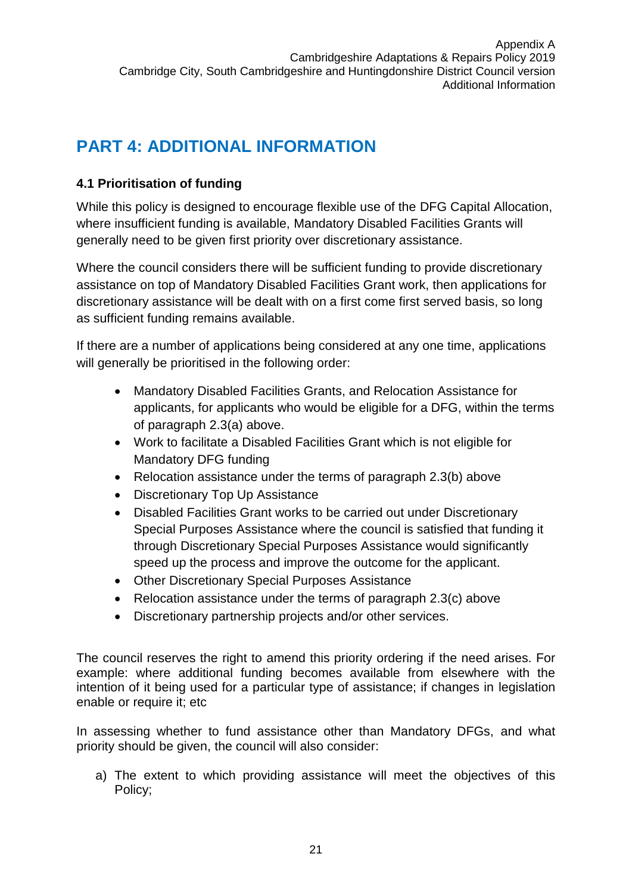# PART 4: ADDITIONAL INFORMATION

### 4.1 Prioritisation of funding

While this policy is designed to encourage flexible use of the DFG Capital Allocation, where insufficient funding is available, Mandatory Disabled Facilities Grants will generally need to be given first priority over discretionary assistance.

Where the council considers there will be sufficient funding to provide discretionary assistance on top of Mandatory Disabled Facilities Grant work, then applications for discretionary assistance will be dealt with on a first come first served basis, so long as sufficient funding remains available.

If there are a number of applications being considered at any one time, applications will generally be prioritised in the following order:

- Mandatory Disabled Facilities Grants, and Relocation Assistance for applicants, for applicants who would be eligible for a DFG, within the terms of paragraph 2.3(a) above.
- Work to facilitate a Disabled Facilities Grant which is not eligible for Mandatory DFG funding
- Relocation assistance under the terms of paragraph 2.3(b) above
- Discretionary Top Up Assistance
- Disabled Facilities Grant works to be carried out under Discretionary Special Purposes Assistance where the council is satisfied that funding it through Discretionary Special Purposes Assistance would significantly speed up the process and improve the outcome for the applicant.
- Other Discretionary Special Purposes Assistance
- Relocation assistance under the terms of paragraph 2.3(c) above
- Discretionary partnership projects and/or other services.

The council reserves the right to amend this priority ordering if the need arises. For example: where additional funding becomes available from elsewhere with the intention of it being used for a particular type of assistance; if changes in legislation enable or require it; etc

In assessing whether to fund assistance other than Mandatory DFGs, and what priority should be given, the council will also consider:

a) The extent to which providing assistance will meet the objectives of this Policy;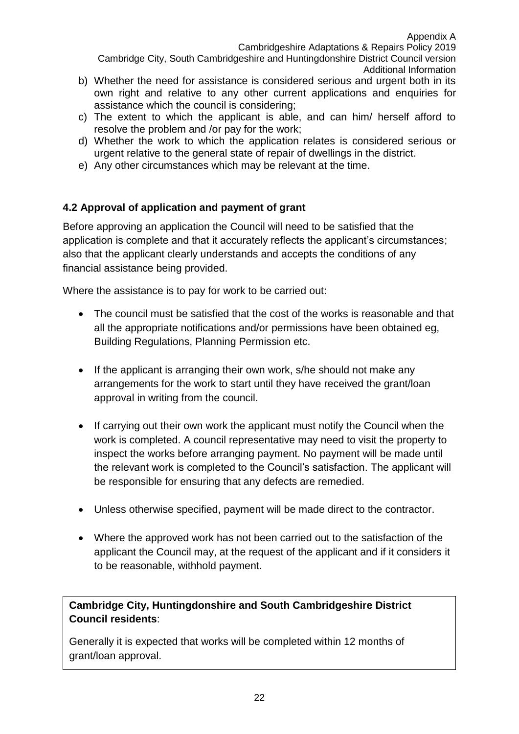b) Whether the need for assistance is considered serious and urgent both in its own right and relative to any other current applications and enquiries for assistance which the council is considering;
c) The extent to which the applicant is able, and can him/ herself afford to resolve the problem and /or pay for the work;
d) Whether the work to which the application relates is considered serious or urgent relative to the general state of repair of dwellings in the district.
e) Any other circumstances which may be relevant at the time.

### 4.2 Approval of application and payment of grant

Before approving an application the Council will need to be satisfied that the application is complete and that it accurately reflects the applicant's circumstances; also that the applicant clearly understands and accepts the conditions of any financial assistance being provided.

Where the assistance is to pay for work to be carried out:

- The council must be satisfied that the cost of the works is reasonable and that all the appropriate notifications and/or permissions have been obtained eg, Building Regulations, Planning Permission etc.
- If the applicant is arranging their own work, s/he should not make any arrangements for the work to start until they have received the grant/loan approval in writing from the council.
- If carrying out their own work the applicant must notify the Council when the work is completed. A council representative may need to visit the property to inspect the works before arranging payment. No payment will be made until the relevant work is completed to the Council's satisfaction. The applicant will be responsible for ensuring that any defects are remedied.
- Unless otherwise specified, payment will be made direct to the contractor.
- Where the approved work has not been carried out to the satisfaction of the applicant the Council may, at the request of the applicant and if it considers it to be reasonable, withhold payment.

**Cambridge City, Huntingdonshire and South Cambridgeshire District Council residents**:

Generally it is expected that works will be completed within 12 months of grant/loan approval.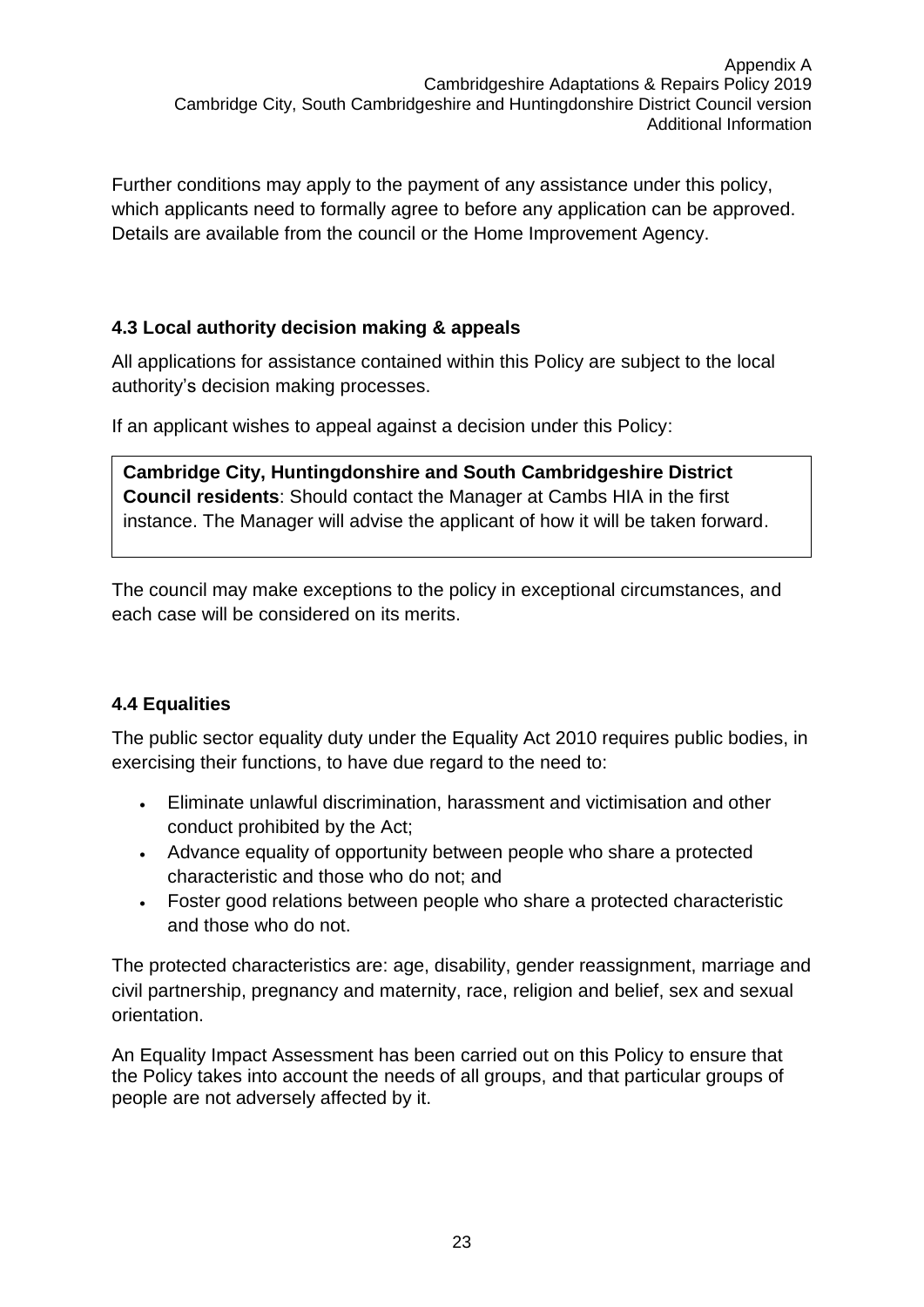Further conditions may apply to the payment of any assistance under this policy, which applicants need to formally agree to before any application can be approved. Details are available from the council or the Home Improvement Agency.

### 4.3 Local authority decision making & appeals

All applications for assistance contained within this Policy are subject to the local authority's decision making processes.

If an applicant wishes to appeal against a decision under this Policy:

**Cambridge City, Huntingdonshire and South Cambridgeshire District Council residents**: Should contact the Manager at Cambs HIA in the first instance. The Manager will advise the applicant of how it will be taken forward.

The council may make exceptions to the policy in exceptional circumstances, and each case will be considered on its merits.

### 4.4 Equalities

The public sector equality duty under the Equality Act 2010 requires public bodies, in exercising their functions, to have due regard to the need to:

- Eliminate unlawful discrimination, harassment and victimisation and other conduct prohibited by the Act;
- Advance equality of opportunity between people who share a protected characteristic and those who do not; and
- Foster good relations between people who share a protected characteristic and those who do not.

The protected characteristics are: age, disability, gender reassignment, marriage and civil partnership, pregnancy and maternity, race, religion and belief, sex and sexual orientation.

An Equality Impact Assessment has been carried out on this Policy to ensure that the Policy takes into account the needs of all groups, and that particular groups of people are not adversely affected by it.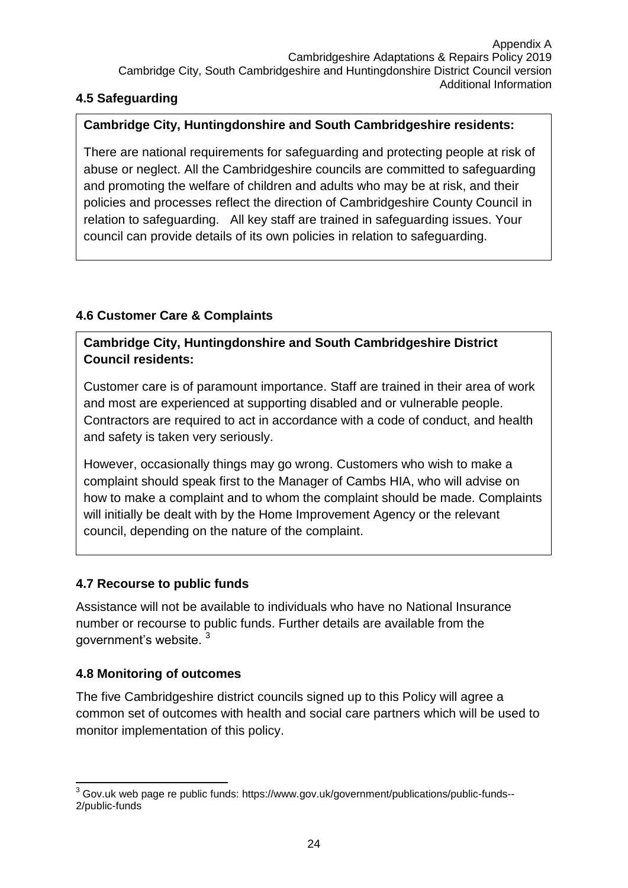### 4.5 Safeguarding

**Cambridge City, Huntingdonshire and South Cambridgeshire residents:**

There are national requirements for safeguarding and protecting people at risk of abuse or neglect. All the Cambridgeshire councils are committed to safeguarding and promoting the welfare of children and adults who may be at risk, and their policies and processes reflect the direction of Cambridgeshire County Council in relation to safeguarding. All key staff are trained in safeguarding issues. Your council can provide details of its own policies in relation to safeguarding.

### 4.6 Customer Care & Complaints

**Cambridge City, Huntingdonshire and South Cambridgeshire District Council residents:**

Customer care is of paramount importance. Staff are trained in their area of work and most are experienced at supporting disabled and or vulnerable people. Contractors are required to act in accordance with a code of conduct, and health and safety is taken very seriously.

However, occasionally things may go wrong. Customers who wish to make a complaint should speak first to the Manager of Cambs HIA, who will advise on how to make a complaint and to whom the complaint should be made. Complaints will initially be dealt with by the Home Improvement Agency or the relevant council, depending on the nature of the complaint.

### 4.7 Recourse to public funds

Assistance will not be available to individuals who have no National Insurance number or recourse to public funds. Further details are available from the government's website. [3]

### 4.8 Monitoring of outcomes

The five Cambridgeshire district councils signed up to this Policy will agree a common set of outcomes with health and social care partners which will be used to monitor implementation of this policy.

---

[3] Gov.uk web page re public funds: https://www.gov.uk/government/publications/public-funds--2/public-funds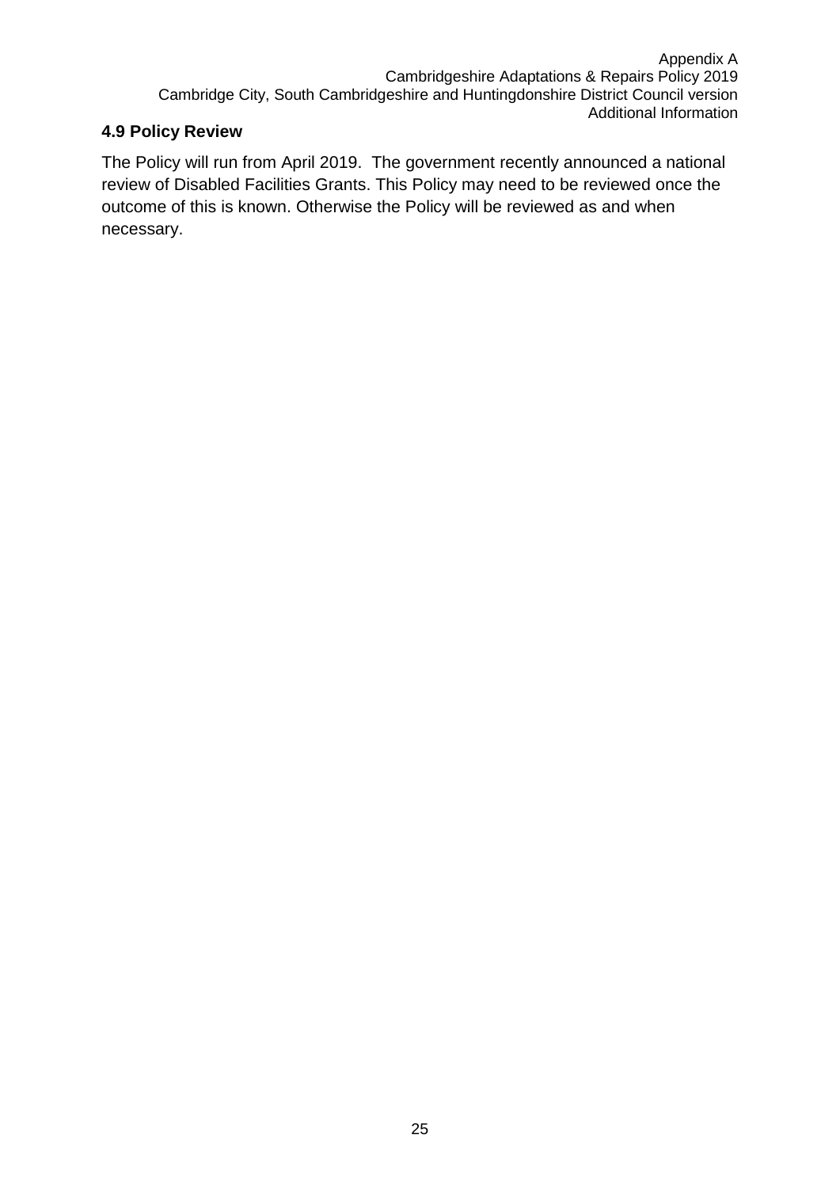### 4.9 Policy Review

The Policy will run from April 2019. The government recently announced a national review of Disabled Facilities Grants. This Policy may need to be reviewed once the outcome of this is known. Otherwise the Policy will be reviewed as and when necessary.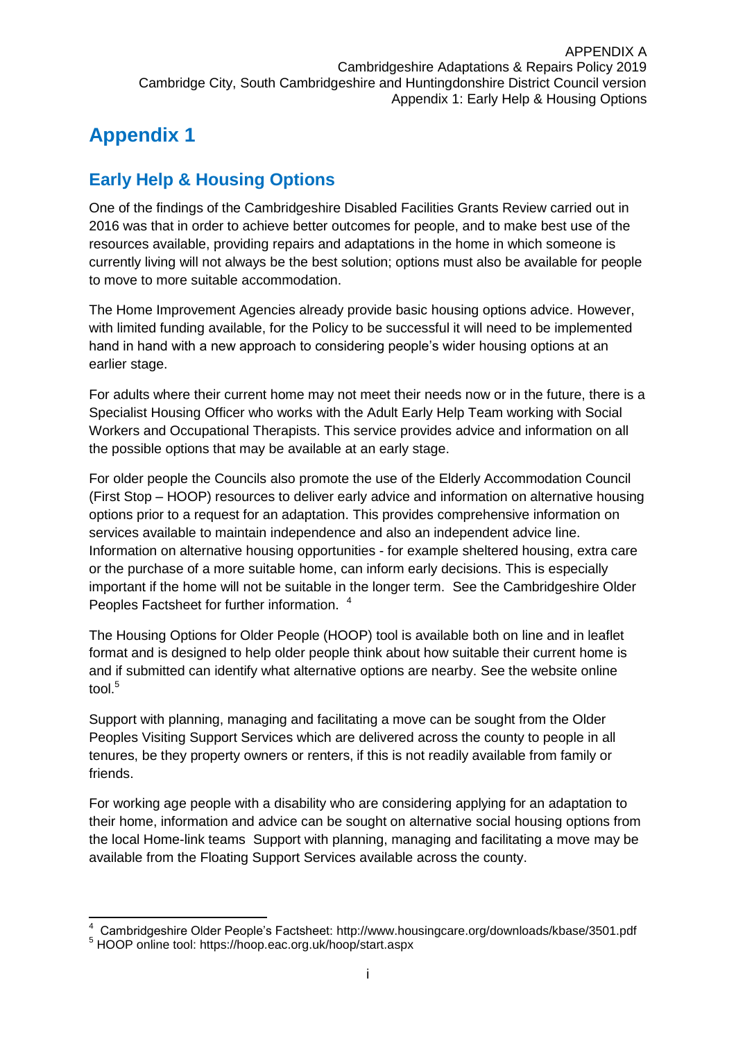# Appendix 1

## Early Help & Housing Options

One of the findings of the Cambridgeshire Disabled Facilities Grants Review carried out in 2016 was that in order to achieve better outcomes for people, and to make best use of the resources available, providing repairs and adaptations in the home in which someone is currently living will not always be the best solution; options must also be available for people to move to more suitable accommodation.

The Home Improvement Agencies already provide basic housing options advice. However, with limited funding available, for the Policy to be successful it will need to be implemented hand in hand with a new approach to considering people's wider housing options at an earlier stage.

For adults where their current home may not meet their needs now or in the future, there is a Specialist Housing Officer who works with the Adult Early Help Team working with Social Workers and Occupational Therapists. This service provides advice and information on all the possible options that may be available at an early stage.

For older people the Councils also promote the use of the Elderly Accommodation Council (First Stop – HOOP) resources to deliver early advice and information on alternative housing options prior to a request for an adaptation. This provides comprehensive information on services available to maintain independence and also an independent advice line. Information on alternative housing opportunities - for example sheltered housing, extra care or the purchase of a more suitable home, can inform early decisions. This is especially important if the home will not be suitable in the longer term. See the Cambridgeshire Older Peoples Factsheet for further information. [4]

The Housing Options for Older People (HOOP) tool is available both on line and in leaflet format and is designed to help older people think about how suitable their current home is and if submitted can identify what alternative options are nearby. See the website online tool.[5]

Support with planning, managing and facilitating a move can be sought from the Older Peoples Visiting Support Services which are delivered across the county to people in all tenures, be they property owners or renters, if this is not readily available from family or friends.

For working age people with a disability who are considering applying for an adaptation to their home, information and advice can be sought on alternative social housing options from the local Home-link teams Support with planning, managing and facilitating a move may be available from the Floating Support Services available across the county.

---

[4] Cambridgeshire Older People's Factsheet: http://www.housingcare.org/downloads/kbase/3501.pdf

[5] HOOP online tool: https://hoop.eac.org.uk/hoop/start.aspx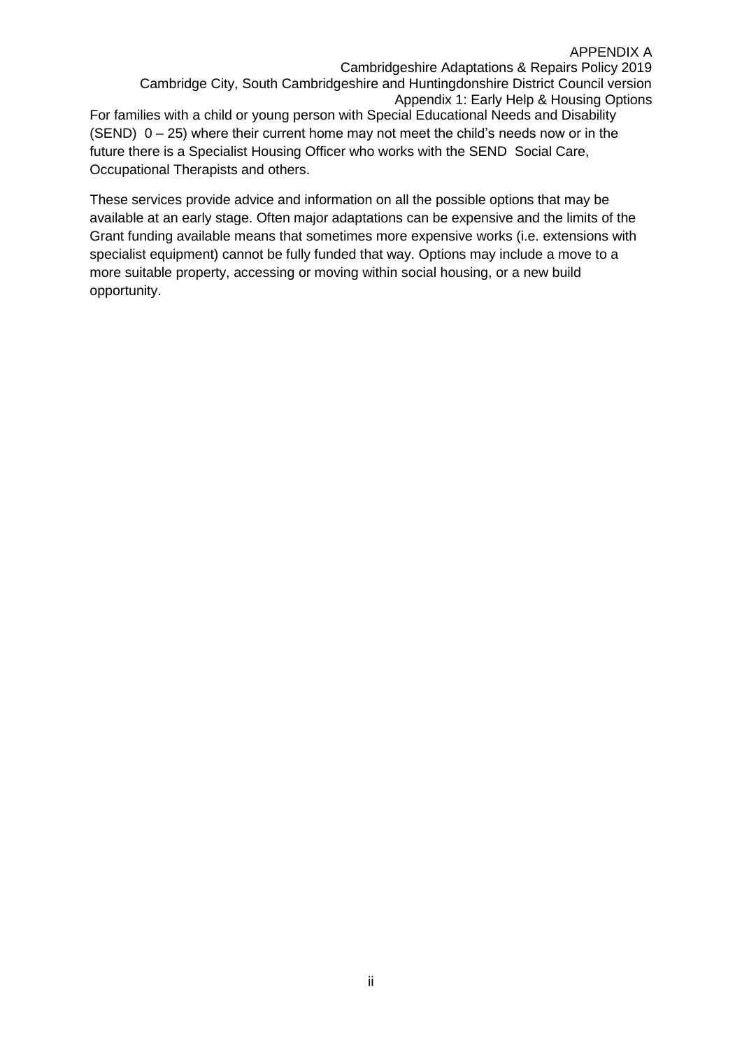For families with a child or young person with Special Educational Needs and Disability (SEND) 0 – 25) where their current home may not meet the child's needs now or in the future there is a Specialist Housing Officer who works with the SEND Social Care, Occupational Therapists and others.

These services provide advice and information on all the possible options that may be available at an early stage. Often major adaptations can be expensive and the limits of the Grant funding available means that sometimes more expensive works (i.e. extensions with specialist equipment) cannot be fully funded that way. Options may include a move to a more suitable property, accessing or moving within social housing, or a new build opportunity.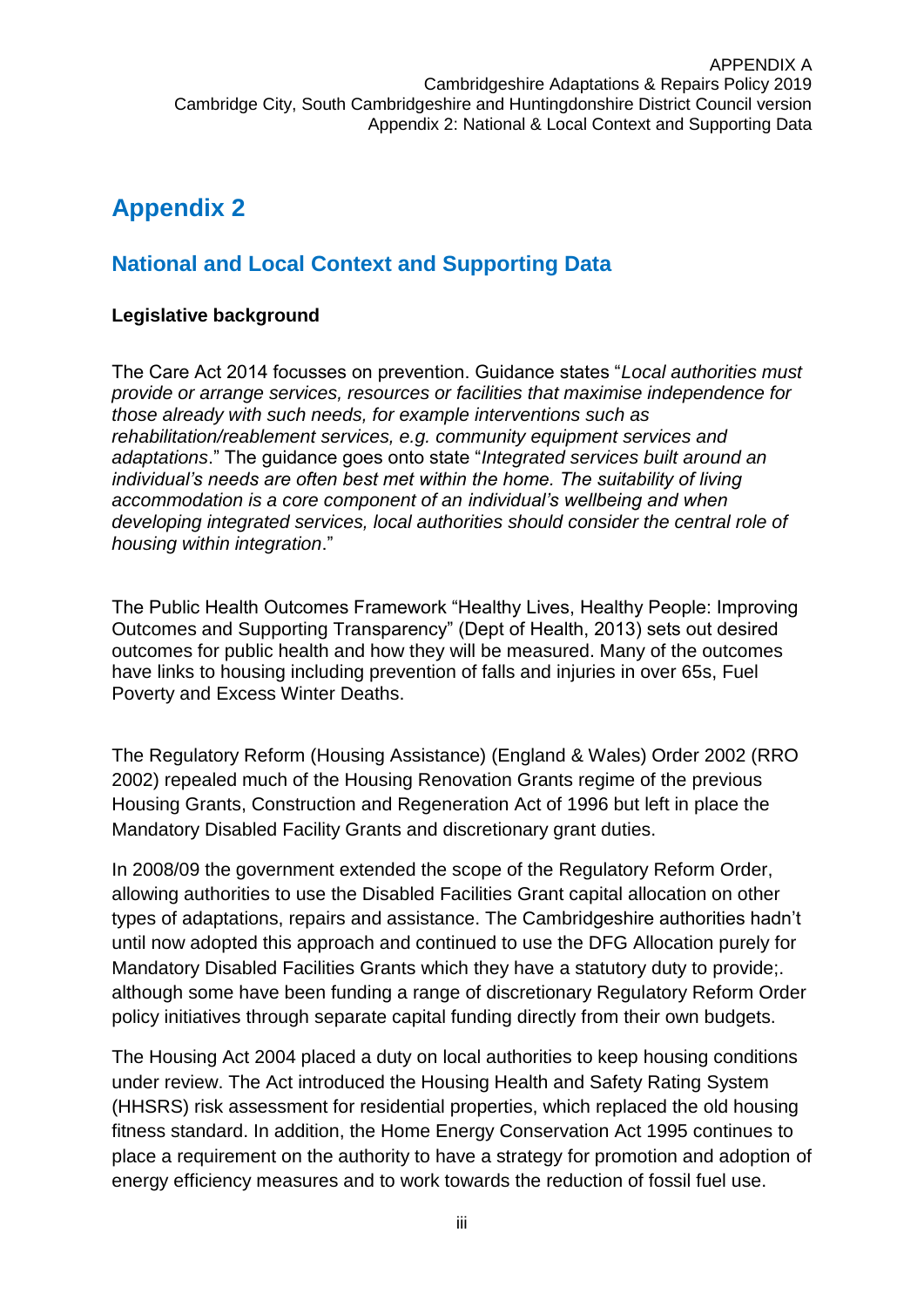# Appendix 2

## National and Local Context and Supporting Data

**Legislative background**

The Care Act 2014 focusses on prevention. Guidance states "*Local authorities must provide or arrange services, resources or facilities that maximise independence for those already with such needs, for example interventions such as rehabilitation/reablement services, e.g. community equipment services and adaptations*." The guidance goes onto state "*Integrated services built around an individual's needs are often best met within the home. The suitability of living accommodation is a core component of an individual's wellbeing and when developing integrated services, local authorities should consider the central role of housing within integration*."

The Public Health Outcomes Framework "Healthy Lives, Healthy People: Improving Outcomes and Supporting Transparency" (Dept of Health, 2013) sets out desired outcomes for public health and how they will be measured. Many of the outcomes have links to housing including prevention of falls and injuries in over 65s, Fuel Poverty and Excess Winter Deaths.

The Regulatory Reform (Housing Assistance) (England & Wales) Order 2002 (RRO 2002) repealed much of the Housing Renovation Grants regime of the previous Housing Grants, Construction and Regeneration Act of 1996 but left in place the Mandatory Disabled Facility Grants and discretionary grant duties.

In 2008/09 the government extended the scope of the Regulatory Reform Order, allowing authorities to use the Disabled Facilities Grant capital allocation on other types of adaptations, repairs and assistance. The Cambridgeshire authorities hadn't until now adopted this approach and continued to use the DFG Allocation purely for Mandatory Disabled Facilities Grants which they have a statutory duty to provide;. although some have been funding a range of discretionary Regulatory Reform Order policy initiatives through separate capital funding directly from their own budgets.

The Housing Act 2004 placed a duty on local authorities to keep housing conditions under review. The Act introduced the Housing Health and Safety Rating System (HHSRS) risk assessment for residential properties, which replaced the old housing fitness standard. In addition, the Home Energy Conservation Act 1995 continues to place a requirement on the authority to have a strategy for promotion and adoption of energy efficiency measures and to work towards the reduction of fossil fuel use.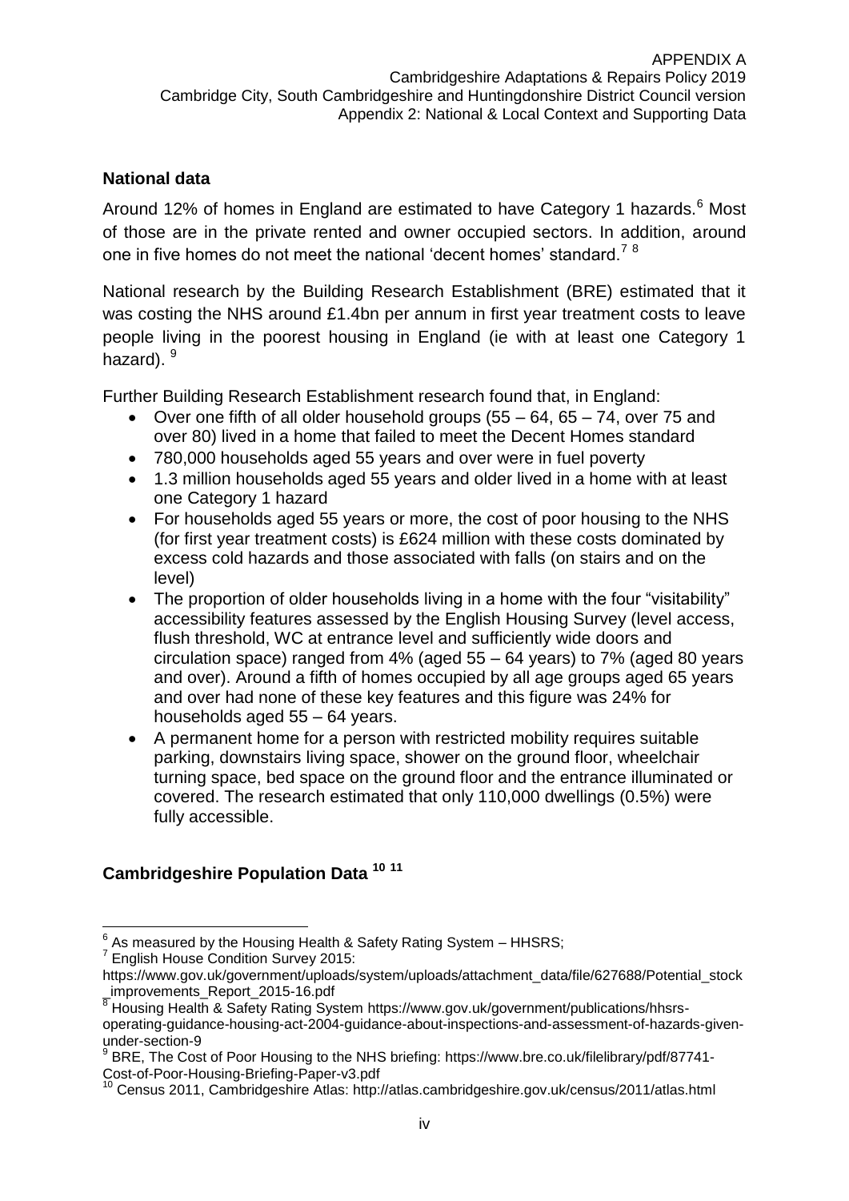## National data

Around 12% of homes in England are estimated to have Category 1 hazards.[6] Most of those are in the private rented and owner occupied sectors. In addition, around one in five homes do not meet the national 'decent homes' standard.[7] [8]

National research by the Building Research Establishment (BRE) estimated that it was costing the NHS around £1.4bn per annum in first year treatment costs to leave people living in the poorest housing in England (ie with at least one Category 1 hazard). [9]

Further Building Research Establishment research found that, in England:

- Over one fifth of all older household groups (55 – 64, 65 – 74, over 75 and over 80) lived in a home that failed to meet the Decent Homes standard
- 780,000 households aged 55 years and over were in fuel poverty
- 1.3 million households aged 55 years and older lived in a home with at least one Category 1 hazard
- For households aged 55 years or more, the cost of poor housing to the NHS (for first year treatment costs) is £624 million with these costs dominated by excess cold hazards and those associated with falls (on stairs and on the level)
- The proportion of older households living in a home with the four "visitability" accessibility features assessed by the English Housing Survey (level access, flush threshold, WC at entrance level and sufficiently wide doors and circulation space) ranged from 4% (aged 55 – 64 years) to 7% (aged 80 years and over). Around a fifth of homes occupied by all age groups aged 65 years and over had none of these key features and this figure was 24% for households aged 55 – 64 years.
- A permanent home for a person with restricted mobility requires suitable parking, downstairs living space, shower on the ground floor, wheelchair turning space, bed space on the ground floor and the entrance illuminated or covered. The research estimated that only 110,000 dwellings (0.5%) were fully accessible.

## Cambridgeshire Population Data [10] [11]

---

[6] As measured by the Housing Health & Safety Rating System – HHSRS;

[7] English House Condition Survey 2015: https://www.gov.uk/government/uploads/system/uploads/attachment_data/file/627688/Potential_stock_improvements_Report_2015-16.pdf

[8] Housing Health & Safety Rating System https://www.gov.uk/government/publications/hhsrs-operating-guidance-housing-act-2004-guidance-about-inspections-and-assessment-of-hazards-given-under-section-9

[9] BRE, The Cost of Poor Housing to the NHS briefing: https://www.bre.co.uk/filelibrary/pdf/87741-Cost-of-Poor-Housing-Briefing-Paper-v3.pdf

[10] Census 2011, Cambridgeshire Atlas: http://atlas.cambridgeshire.gov.uk/census/2011/atlas.html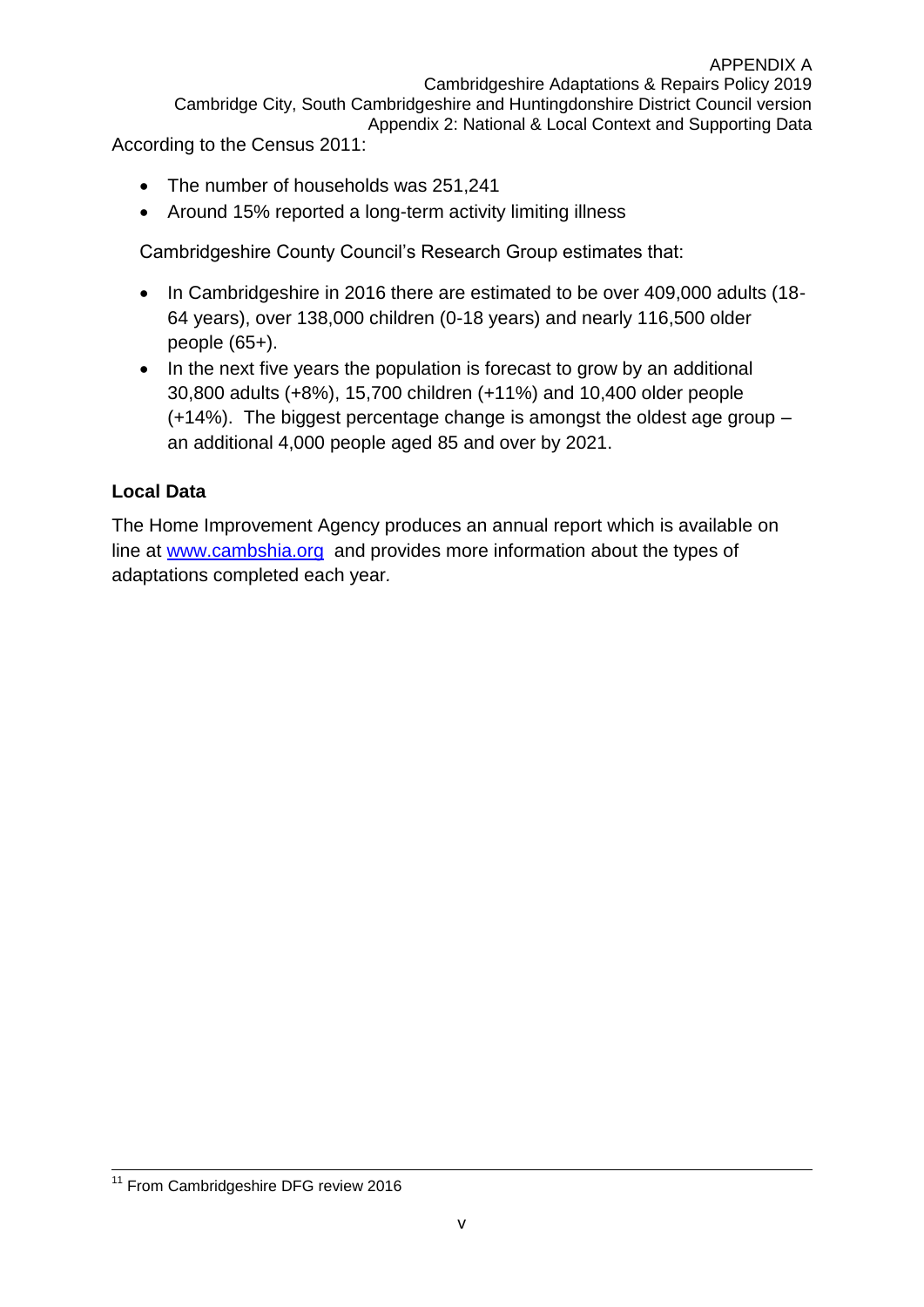According to the Census 2011:

- The number of households was 251,241
- Around 15% reported a long-term activity limiting illness

Cambridgeshire County Council's Research Group estimates that:

- In Cambridgeshire in 2016 there are estimated to be over 409,000 adults (18-64 years), over 138,000 children (0-18 years) and nearly 116,500 older people (65+).
- In the next five years the population is forecast to grow by an additional 30,800 adults (+8%), 15,700 children (+11%) and 10,400 older people (+14%). The biggest percentage change is amongst the oldest age group – an additional 4,000 people aged 85 and over by 2021.

**Local Data**

The Home Improvement Agency produces an annual report which is available on line at [www.cambshia.org](http://www.cambshia.org) and provides more information about the types of adaptations completed each year.

[11] From Cambridgeshire DFG review 2016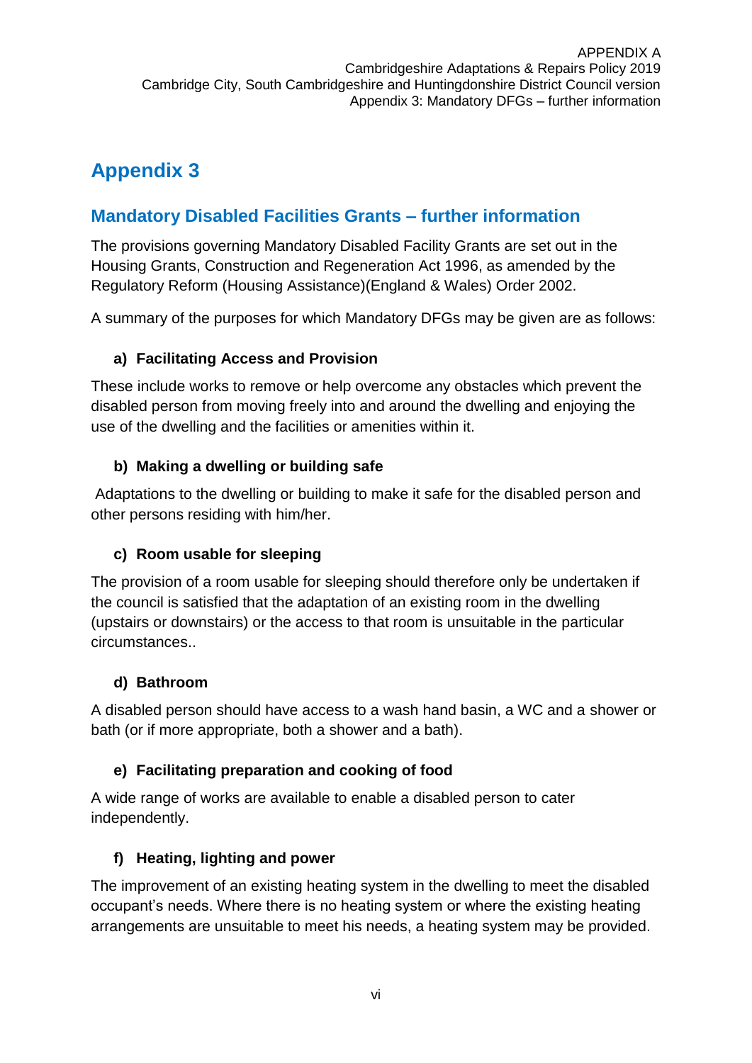# Appendix 3

## Mandatory Disabled Facilities Grants – further information

The provisions governing Mandatory Disabled Facility Grants are set out in the Housing Grants, Construction and Regeneration Act 1996, as amended by the Regulatory Reform (Housing Assistance)(England & Wales) Order 2002.

A summary of the purposes for which Mandatory DFGs may be given are as follows:

### a) Facilitating Access and Provision

These include works to remove or help overcome any obstacles which prevent the disabled person from moving freely into and around the dwelling and enjoying the use of the dwelling and the facilities or amenities within it.

### b) Making a dwelling or building safe

Adaptations to the dwelling or building to make it safe for the disabled person and other persons residing with him/her.

### c) Room usable for sleeping

The provision of a room usable for sleeping should therefore only be undertaken if the council is satisfied that the adaptation of an existing room in the dwelling (upstairs or downstairs) or the access to that room is unsuitable in the particular circumstances..

### d) Bathroom

A disabled person should have access to a wash hand basin, a WC and a shower or bath (or if more appropriate, both a shower and a bath).

### e) Facilitating preparation and cooking of food

A wide range of works are available to enable a disabled person to cater independently.

### f) Heating, lighting and power

The improvement of an existing heating system in the dwelling to meet the disabled occupant's needs. Where there is no heating system or where the existing heating arrangements are unsuitable to meet his needs, a heating system may be provided.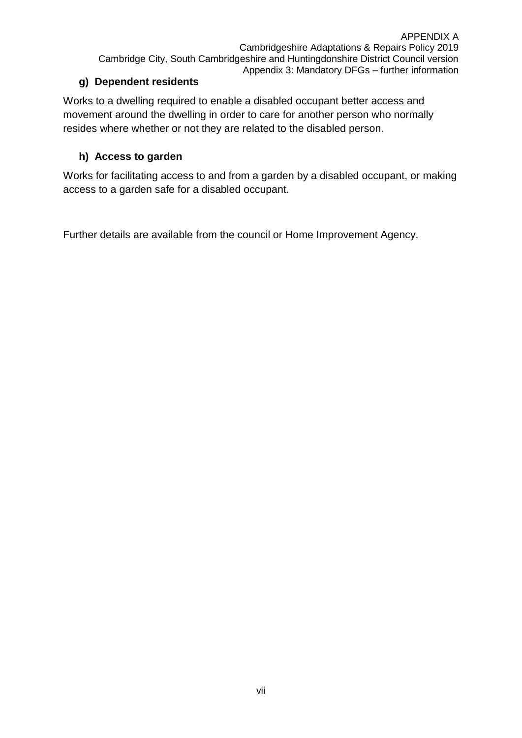**g) Dependent residents**

Works to a dwelling required to enable a disabled occupant better access and movement around the dwelling in order to care for another person who normally resides where whether or not they are related to the disabled person.

**h) Access to garden**

Works for facilitating access to and from a garden by a disabled occupant, or making access to a garden safe for a disabled occupant.

Further details are available from the council or Home Improvement Agency.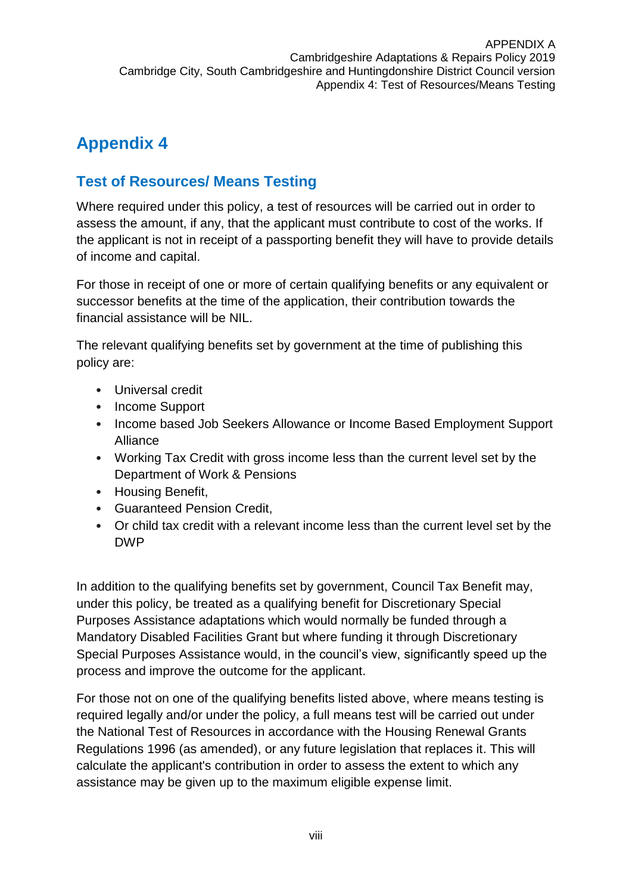# Appendix 4

## Test of Resources/ Means Testing

Where required under this policy, a test of resources will be carried out in order to assess the amount, if any, that the applicant must contribute to cost of the works. If the applicant is not in receipt of a passporting benefit they will have to provide details of income and capital.

For those in receipt of one or more of certain qualifying benefits or any equivalent or successor benefits at the time of the application, their contribution towards the financial assistance will be NIL.

The relevant qualifying benefits set by government at the time of publishing this policy are:

- Universal credit
- Income Support
- Income based Job Seekers Allowance or Income Based Employment Support Alliance
- Working Tax Credit with gross income less than the current level set by the Department of Work & Pensions
- Housing Benefit,
- Guaranteed Pension Credit,
- Or child tax credit with a relevant income less than the current level set by the DWP

In addition to the qualifying benefits set by government, Council Tax Benefit may, under this policy, be treated as a qualifying benefit for Discretionary Special Purposes Assistance adaptations which would normally be funded through a Mandatory Disabled Facilities Grant but where funding it through Discretionary Special Purposes Assistance would, in the council's view, significantly speed up the process and improve the outcome for the applicant.

For those not on one of the qualifying benefits listed above, where means testing is required legally and/or under the policy, a full means test will be carried out under the National Test of Resources in accordance with the Housing Renewal Grants Regulations 1996 (as amended), or any future legislation that replaces it. This will calculate the applicant's contribution in order to assess the extent to which any assistance may be given up to the maximum eligible expense limit.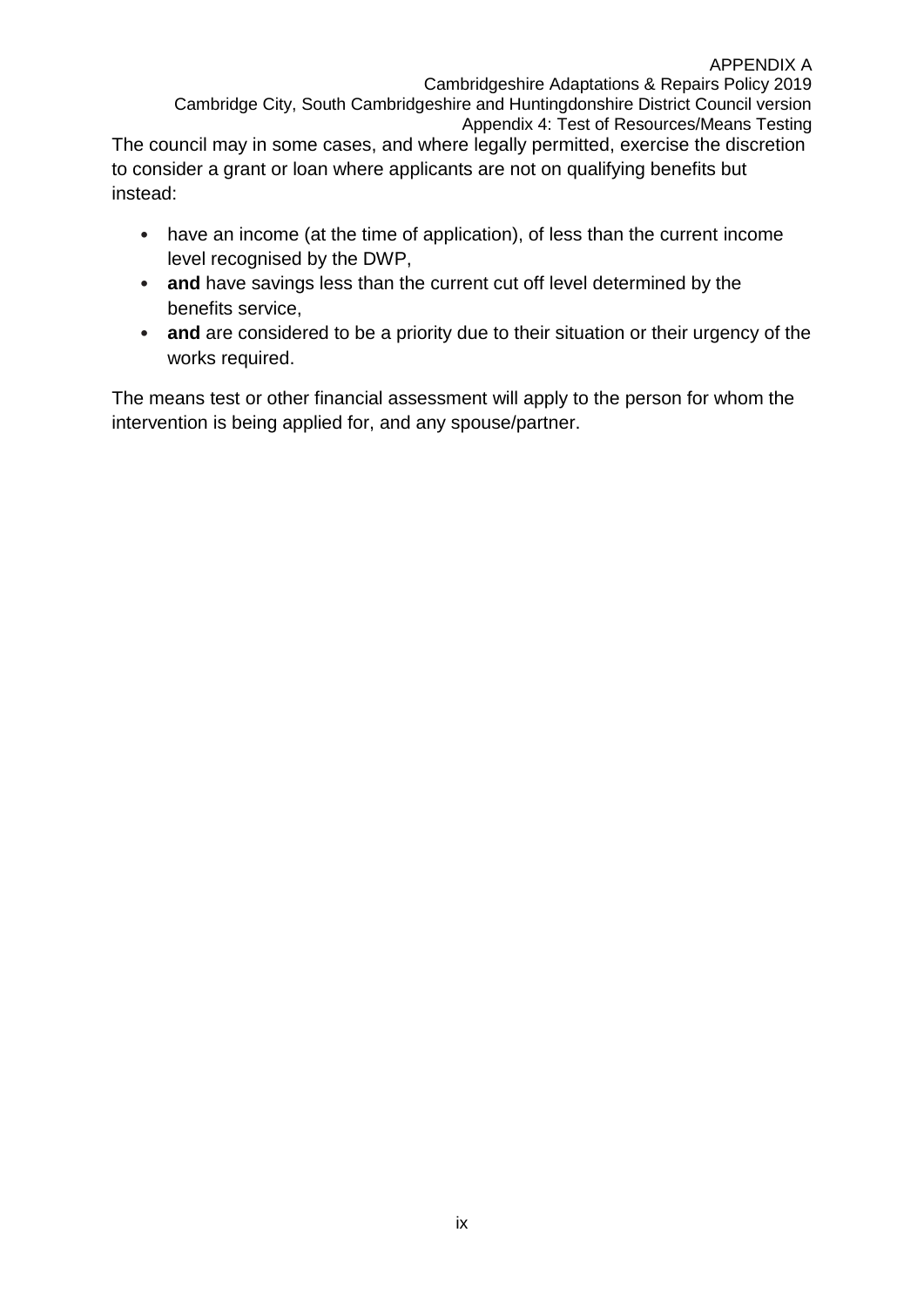The council may in some cases, and where legally permitted, exercise the discretion to consider a grant or loan where applicants are not on qualifying benefits but instead:

- have an income (at the time of application), of less than the current income level recognised by the DWP,
- **and** have savings less than the current cut off level determined by the benefits service,
- **and** are considered to be a priority due to their situation or their urgency of the works required.

The means test or other financial assessment will apply to the person for whom the intervention is being applied for, and any spouse/partner.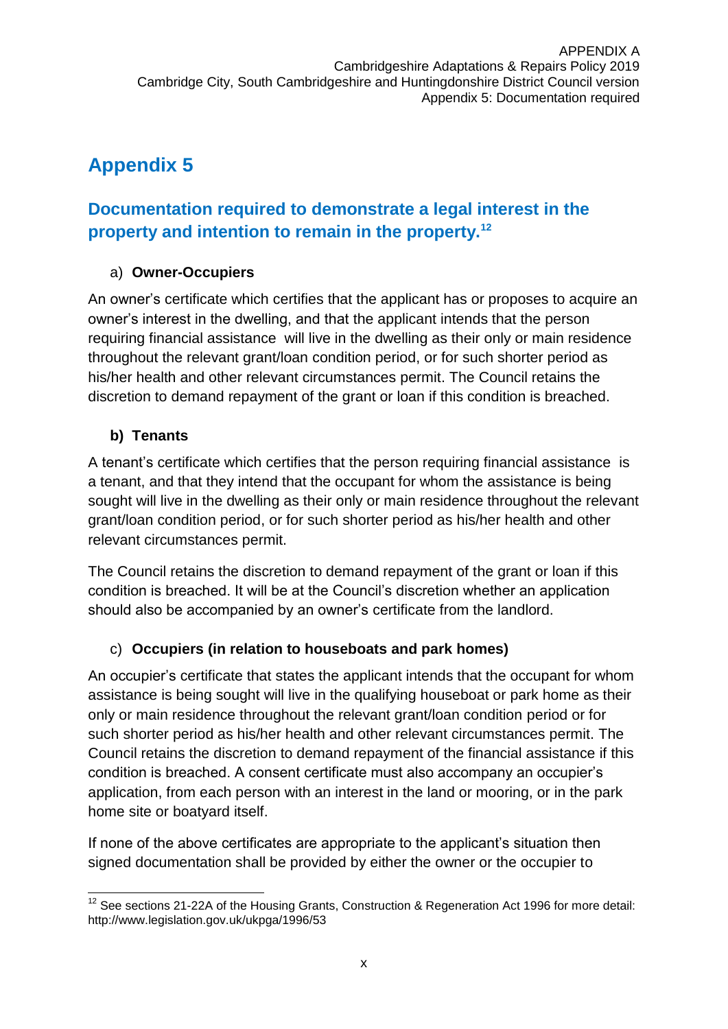# Appendix 5

## Documentation required to demonstrate a legal interest in the property and intention to remain in the property.[12]

a) **Owner-Occupiers**

An owner's certificate which certifies that the applicant has or proposes to acquire an owner's interest in the dwelling, and that the applicant intends that the person requiring financial assistance will live in the dwelling as their only or main residence throughout the relevant grant/loan condition period, or for such shorter period as his/her health and other relevant circumstances permit. The Council retains the discretion to demand repayment of the grant or loan if this condition is breached.

**b) Tenants**

A tenant's certificate which certifies that the person requiring financial assistance is a tenant, and that they intend that the occupant for whom the assistance is being sought will live in the dwelling as their only or main residence throughout the relevant grant/loan condition period, or for such shorter period as his/her health and other relevant circumstances permit.

The Council retains the discretion to demand repayment of the grant or loan if this condition is breached. It will be at the Council's discretion whether an application should also be accompanied by an owner's certificate from the landlord.

c) **Occupiers (in relation to houseboats and park homes)**

An occupier's certificate that states the applicant intends that the occupant for whom assistance is being sought will live in the qualifying houseboat or park home as their only or main residence throughout the relevant grant/loan condition period or for such shorter period as his/her health and other relevant circumstances permit. The Council retains the discretion to demand repayment of the financial assistance if this condition is breached. A consent certificate must also accompany an occupier's application, from each person with an interest in the land or mooring, or in the park home site or boatyard itself.

If none of the above certificates are appropriate to the applicant's situation then signed documentation shall be provided by either the owner or the occupier to

[12] See sections 21-22A of the Housing Grants, Construction & Regeneration Act 1996 for more detail: http://www.legislation.gov.uk/ukpga/1996/53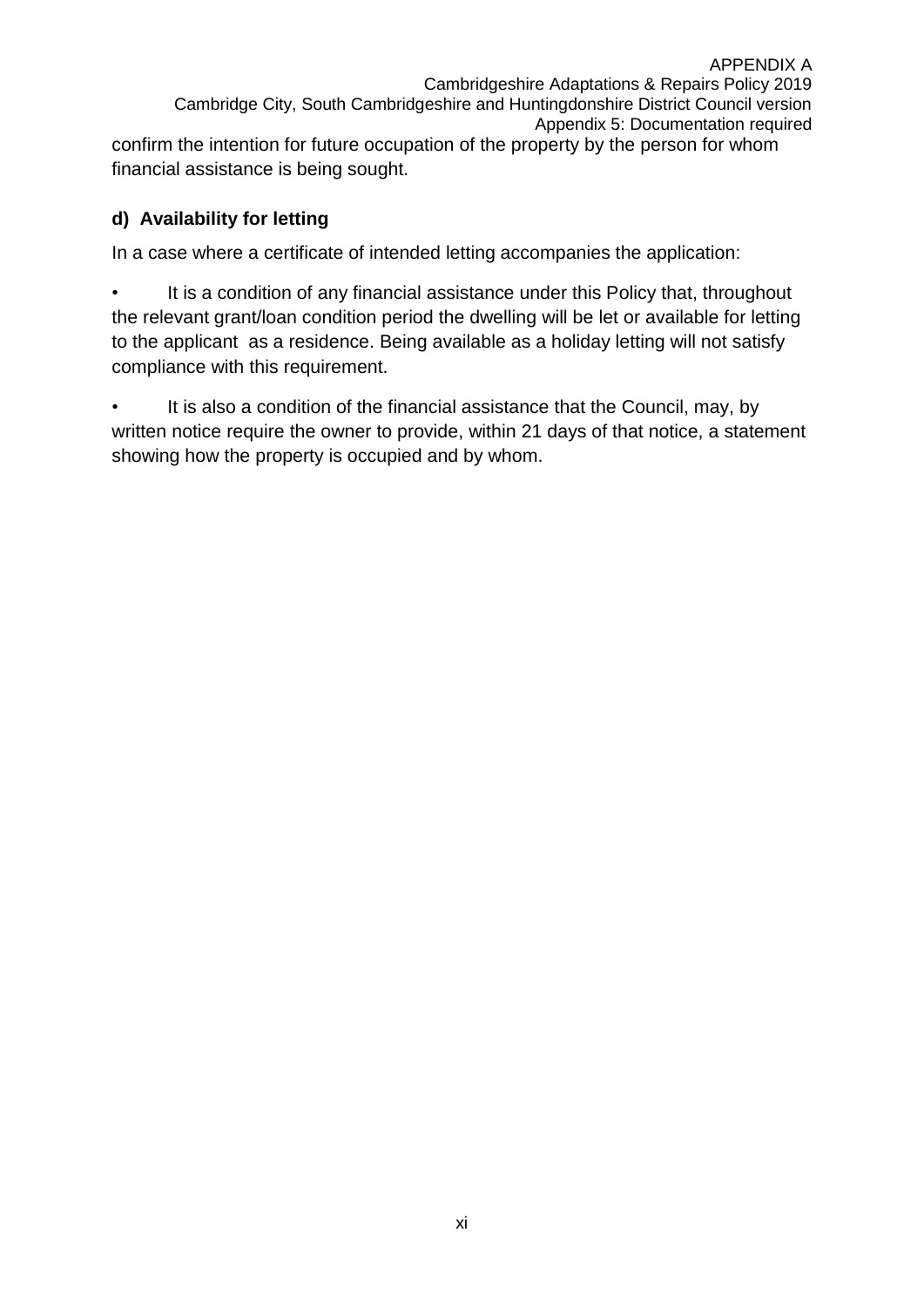confirm the intention for future occupation of the property by the person for whom financial assistance is being sought.

**d) Availability for letting**

In a case where a certificate of intended letting accompanies the application:

- It is a condition of any financial assistance under this Policy that, throughout the relevant grant/loan condition period the dwelling will be let or available for letting to the applicant as a residence. Being available as a holiday letting will not satisfy compliance with this requirement.

- It is also a condition of the financial assistance that the Council, may, by written notice require the owner to provide, within 21 days of that notice, a statement showing how the property is occupied and by whom.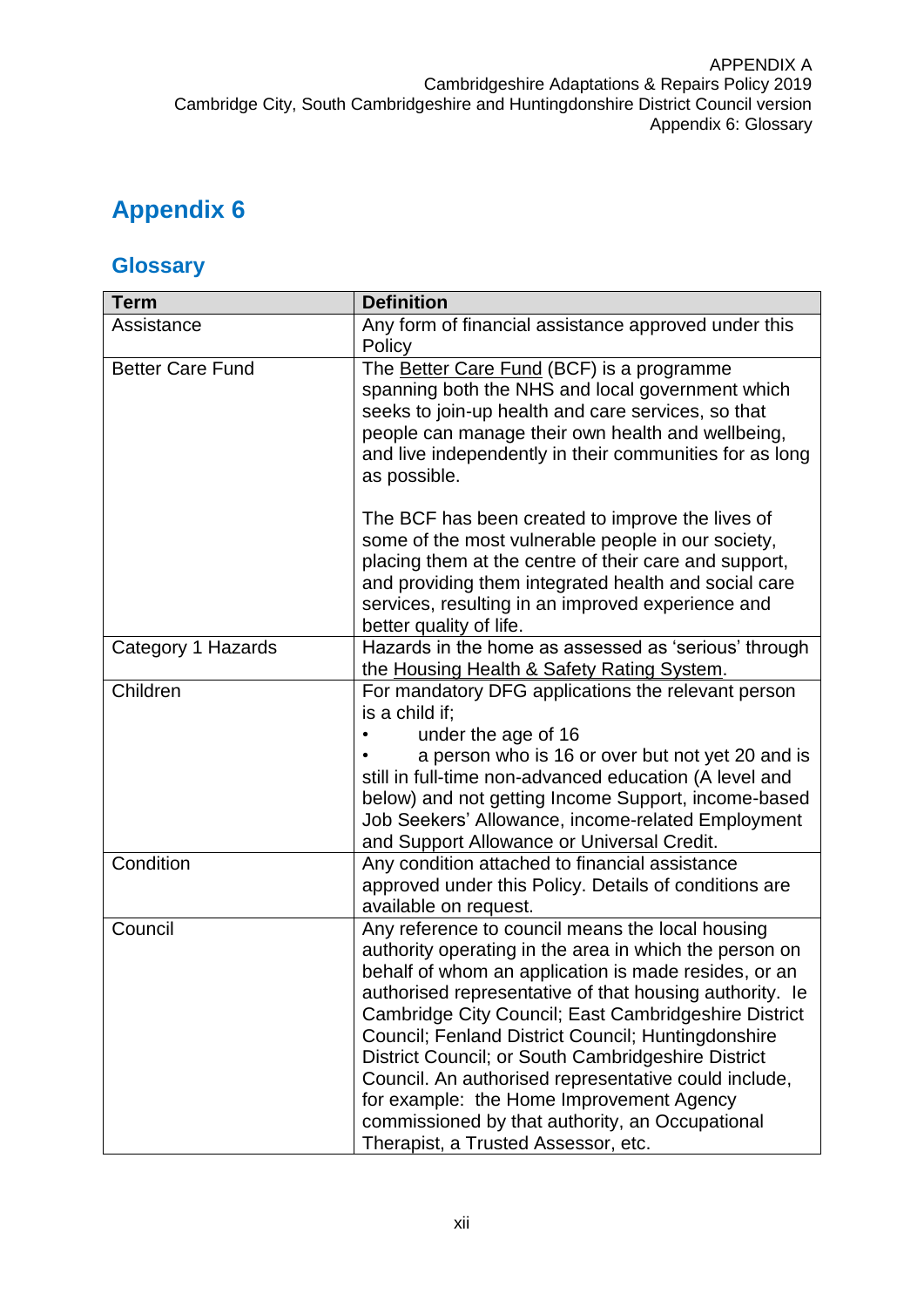# Appendix 6

## Glossary

| Term | Definition |
|---|---|
| Assistance | Any form of financial assistance approved under this Policy |
| Better Care Fund | The Better Care Fund (BCF) is a programme spanning both the NHS and local government which seeks to join-up health and care services, so that people can manage their own health and wellbeing, and live independently in their communities for as long as possible.<br><br>The BCF has been created to improve the lives of some of the most vulnerable people in our society, placing them at the centre of their care and support, and providing them integrated health and social care services, resulting in an improved experience and better quality of life. |
| Category 1 Hazards | Hazards in the home as assessed as 'serious' through the Housing Health & Safety Rating System. |
| Children | For mandatory DFG applications the relevant person is a child if;<br>• under the age of 16<br>• a person who is 16 or over but not yet 20 and is still in full-time non-advanced education (A level and below) and not getting Income Support, income-based Job Seekers' Allowance, income-related Employment and Support Allowance or Universal Credit. |
| Condition | Any condition attached to financial assistance approved under this Policy. Details of conditions are available on request. |
| Council | Any reference to council means the local housing authority operating in the area in which the person on behalf of whom an application is made resides, or an authorised representative of that housing authority. Ie Cambridge City Council; East Cambridgeshire District Council; Fenland District Council; Huntingdonshire District Council; or South Cambridgeshire District Council. An authorised representative could include, for example: the Home Improvement Agency commissioned by that authority, an Occupational Therapist, a Trusted Assessor, etc. |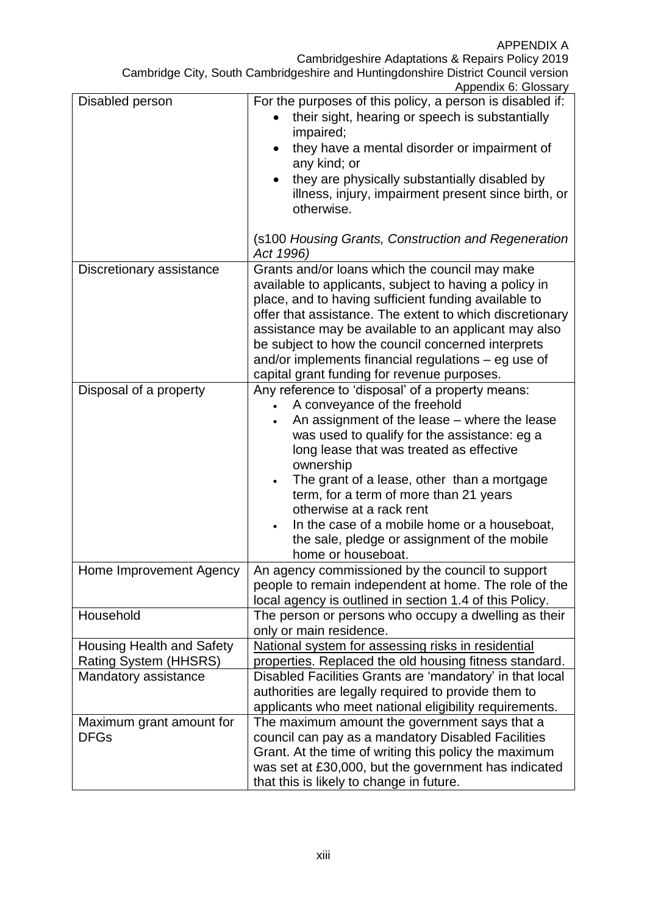| | |
|---|---|
| Disabled person | For the purposes of this policy, a person is disabled if:<br>• their sight, hearing or speech is substantially impaired;<br>• they have a mental disorder or impairment of any kind; or<br>• they are physically substantially disabled by illness, injury, impairment present since birth, or otherwise.<br><br>(s100 *Housing Grants, Construction and Regeneration Act 1996)* |
| Discretionary assistance | Grants and/or loans which the council may make available to applicants, subject to having a policy in place, and to having sufficient funding available to offer that assistance. The extent to which discretionary assistance may be available to an applicant may also be subject to how the council concerned interprets and/or implements financial regulations – eg use of capital grant funding for revenue purposes. |
| Disposal of a property | Any reference to 'disposal' of a property means:<br>• A conveyance of the freehold<br>• An assignment of the lease – where the lease was used to qualify for the assistance: eg a long lease that was treated as effective ownership<br>• The grant of a lease, other than a mortgage term, for a term of more than 21 years otherwise at a rack rent<br>• In the case of a mobile home or a houseboat, the sale, pledge or assignment of the mobile home or houseboat. |
| Home Improvement Agency | An agency commissioned by the council to support people to remain independent at home. The role of the local agency is outlined in section 1.4 of this Policy. |
| Household | The person or persons who occupy a dwelling as their only or main residence. |
| Housing Health and Safety Rating System (HHSRS) | National system for assessing risks in residential properties. Replaced the old housing fitness standard. |
| Mandatory assistance | Disabled Facilities Grants are 'mandatory' in that local authorities are legally required to provide them to applicants who meet national eligibility requirements. |
| Maximum grant amount for DFGs | The maximum amount the government says that a council can pay as a mandatory Disabled Facilities Grant. At the time of writing this policy the maximum was set at £30,000, but the government has indicated that this is likely to change in future. |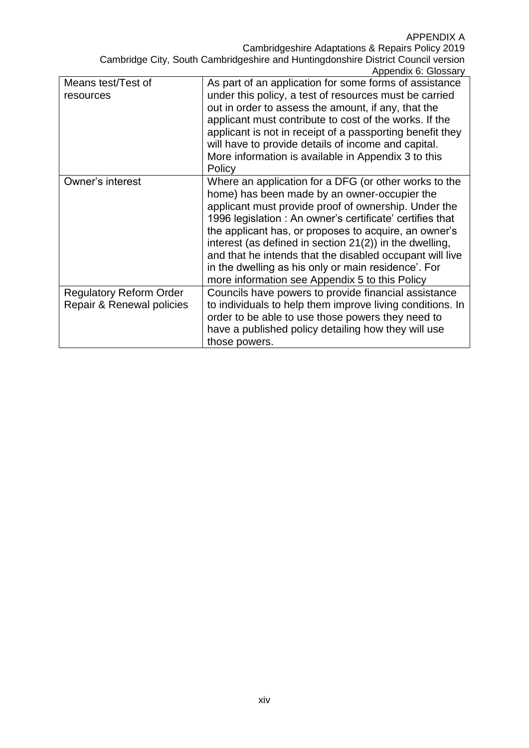| | |
|---|---|
| Means test/Test of resources | As part of an application for some forms of assistance under this policy, a test of resources must be carried out in order to assess the amount, if any, that the applicant must contribute to cost of the works. If the applicant is not in receipt of a passporting benefit they will have to provide details of income and capital. More information is available in Appendix 3 to this Policy |
| Owner's interest | Where an application for a DFG (or other works to the home) has been made by an owner-occupier the applicant must provide proof of ownership. Under the 1996 legislation : An owner's certificate' certifies that the applicant has, or proposes to acquire, an owner's interest (as defined in section 21(2)) in the dwelling, and that he intends that the disabled occupant will live in the dwelling as his only or main residence'. For more information see Appendix 5 to this Policy |
| Regulatory Reform Order Repair & Renewal policies | Councils have powers to provide financial assistance to individuals to help them improve living conditions. In order to be able to use those powers they need to have a published policy detailing how they will use those powers. |